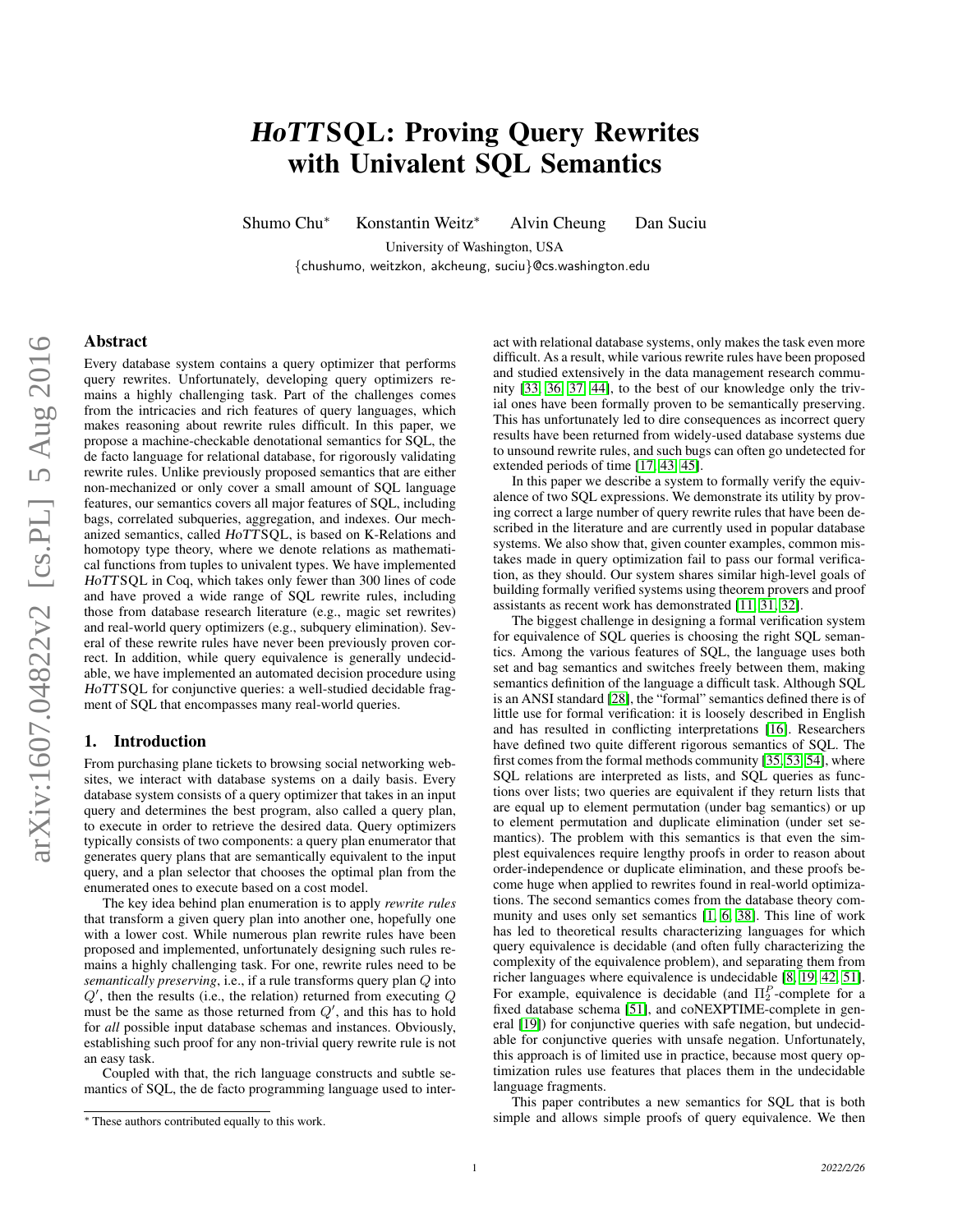# *HoTT*SQL: Proving Query Rewrites with Univalent SQL Semantics

Shumo Chu* Konstantin Weitz* Alvin Cheung Dan Suciu

University of Washington, USA

{chushumo, weitzkon, akcheung, suciu}@cs.washington.edu

## Abstract

Every database system contains a query optimizer that performs query rewrites. Unfortunately, developing query optimizers remains a highly challenging task. Part of the challenges comes from the intricacies and rich features of query languages, which makes reasoning about rewrite rules difficult. In this paper, we propose a machine-checkable denotational semantics for SQL, the de facto language for relational database, for rigorously validating rewrite rules. Unlike previously proposed semantics that are either non-mechanized or only cover a small amount of SQL language features, our semantics covers all major features of SQL, including bags, correlated subqueries, aggregation, and indexes. Our mechanized semantics, called *HoTT*SQL, is based on K-Relations and homotopy type theory, where we denote relations as mathematical functions from tuples to univalent types. We have implemented *HoTT*SQL in Coq, which takes only fewer than 300 lines of code and have proved a wide range of SQL rewrite rules, including those from database research literature (e.g., magic set rewrites) and real-world query optimizers (e.g., subquery elimination). Several of these rewrite rules have never been previously proven correct. In addition, while query equivalence is generally undecidable, we have implemented an automated decision procedure using *HoTT*SQL for conjunctive queries: a well-studied decidable fragment of SQL that encompasses many real-world queries.

## 1. Introduction

From purchasing plane tickets to browsing social networking websites, we interact with database systems on a daily basis. Every database system consists of a query optimizer that takes in an input query and determines the best program, also called a query plan, to execute in order to retrieve the desired data. Query optimizers typically consists of two components: a query plan enumerator that generates query plans that are semantically equivalent to the input query, and a plan selector that chooses the optimal plan from the enumerated ones to execute based on a cost model.

The key idea behind plan enumeration is to apply *rewrite rules* that transform a given query plan into another one, hopefully one with a lower cost. While numerous plan rewrite rules have been proposed and implemented, unfortunately designing such rules remains a highly challenging task. For one, rewrite rules need to be *semantically preserving*, i.e., if a rule transforms query plan $Q$ into $Q'$, then the results (i.e., the relation) returned from executing $Q$ must be the same as those returned from $Q'$, and this has to hold for *all* possible input database schemas and instances. Obviously, establishing such proof for any non-trivial query rewrite rule is not an easy task.

Coupled with that, the rich language constructs and subtle semantics of SQL, the de facto programming language used to interact with relational database systems, only makes the task even more difficult. As a result, while various rewrite rules have been proposed and studied extensively in the data management research community [33, 36, 37, 44], to the best of our knowledge only the trivial ones have been formally proven to be semantically preserving. This has unfortunately led to dire consequences as incorrect query results have been returned from widely-used database systems due to unsound rewrite rules, and such bugs can often go undetected for extended periods of time [17, 43, 45].

In this paper we describe a system to formally verify the equivalence of two SQL expressions. We demonstrate its utility by proving correct a large number of query rewrite rules that have been described in the literature and are currently used in popular database systems. We also show that, given counter examples, common mistakes made in query optimization fail to pass our formal verification, as they should. Our system shares similar high-level goals of building formally verified systems using theorem provers and proof assistants as recent work has demonstrated [11, 31, 32].

The biggest challenge in designing a formal verification system for equivalence of SQL queries is choosing the right SQL semantics. Among the various features of SQL, the language uses both set and bag semantics and switches freely between them, making semantics definition of the language a difficult task. Although SQL is an ANSI standard [28], the "formal" semantics defined there is of little use for formal verification: it is loosely described in English and has resulted in conflicting interpretations [16]. Researchers have defined two quite different rigorous semantics of SQL. The first comes from the formal methods community [35, 53, 54], where SQL relations are interpreted as lists, and SQL queries as functions over lists; two queries are equivalent if they return lists that are equal up to element permutation (under bag semantics) or up to element permutation and duplicate elimination (under set semantics). The problem with this semantics is that even the simplest equivalences require lengthy proofs in order to reason about order-independence or duplicate elimination, and these proofs become huge when applied to rewrites found in real-world optimizations. The second semantics comes from the database theory community and uses only set semantics [1, 6, 38]. This line of work has led to theoretical results characterizing languages for which query equivalence is decidable (and often fully characterizing the complexity of the equivalence problem), and separating them from richer languages where equivalence is undecidable [8, 19, 42, 51]. For example, equivalence is decidable (and $\Pi_2^P$-complete for a fixed database schema [51], and coNEXPTIME-complete in general [19]) for conjunctive queries with safe negation, but undecidable for conjunctive queries with unsafe negation. Unfortunately, this approach is of limited use in practice, because most query optimization rules use features that places them in the undecidable language fragments.

This paper contributes a new semantics for SQL that is both simple and allows simple proofs of query equivalence. We then

* These authors contributed equally to this work.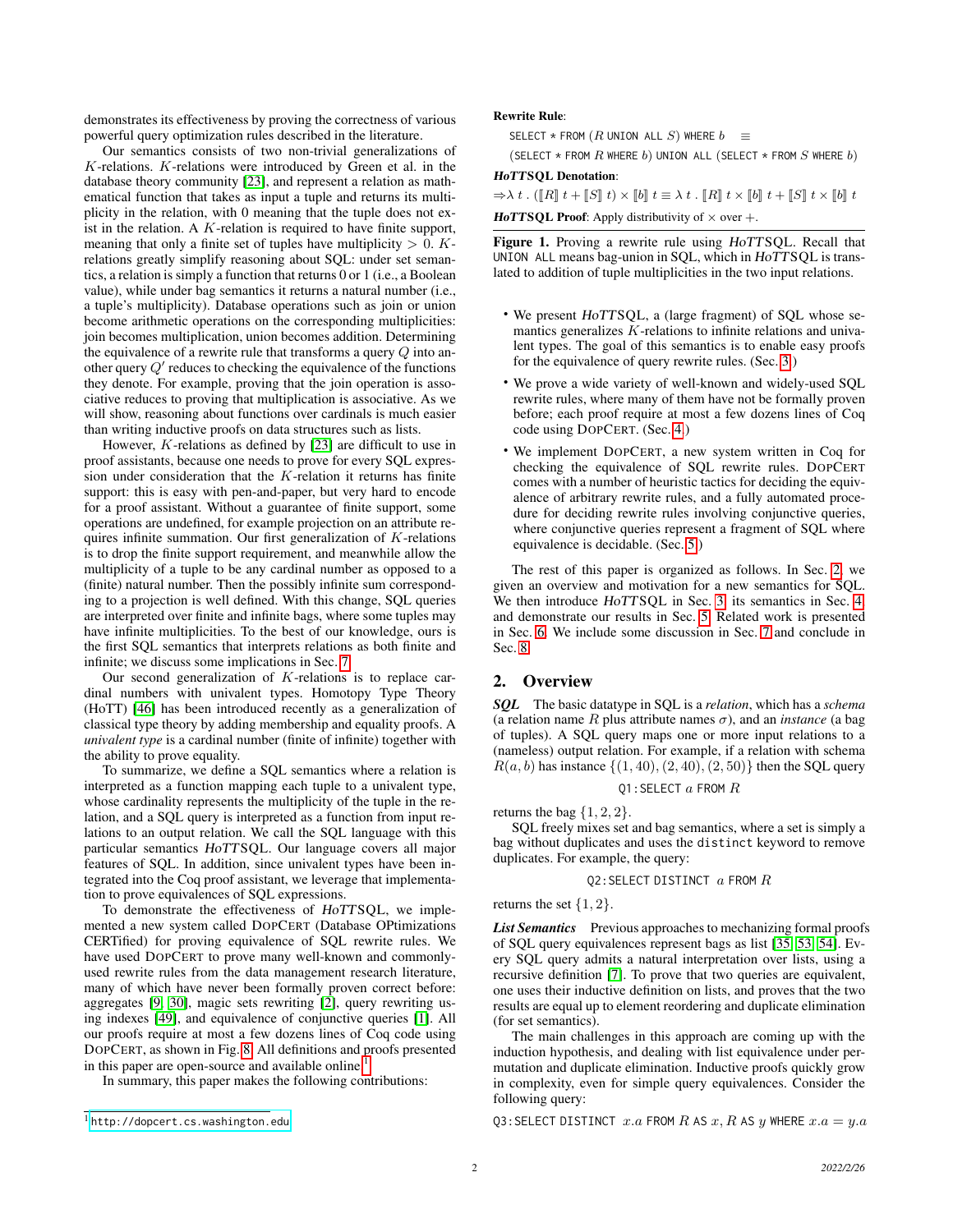demonstrates its effectiveness by proving the correctness of various powerful query optimization rules described in the literature.

Our semantics consists of two non-trivial generalizations of $K$-relations. $K$-relations were introduced by Green et al. in the database theory community [23], and represent a relation as mathematical function that takes as input a tuple and returns its multiplicity in the relation, with 0 meaning that the tuple does not exist in the relation. A $K$-relation is required to have finite support, meaning that only a finite set of tuples have multiplicity $> 0$. $K$-relations greatly simplify reasoning about SQL: under set semantics, a relation is simply a function that returns 0 or 1 (i.e., a Boolean value), while under bag semantics it returns a natural number (i.e., a tuple's multiplicity). Database operations such as join or union become arithmetic operations on the corresponding multiplicities: join becomes multiplication, union becomes addition. Determining the equivalence of a rewrite rule that transforms a query $Q$ into another query $Q'$ reduces to checking the equivalence of the functions they denote. For example, proving that the join operation is associative reduces to proving that multiplication is associative. As we will show, reasoning about functions over cardinals is much easier than writing inductive proofs on data structures such as lists.

However, $K$-relations as defined by [23] are difficult to use in proof assistants, because one needs to prove for every SQL expression under consideration that the $K$-relation it returns has finite support: this is easy with pen-and-paper, but very hard to encode for a proof assistant. Without a guarantee of finite support, some operations are undefined, for example projection on an attribute requires infinite summation. Our first generalization of $K$-relations is to drop the finite support requirement, and meanwhile allow the multiplicity of a tuple to be any cardinal number as opposed to a (finite) natural number. Then the possibly infinite sum corresponding to a projection is well defined. With this change, SQL queries are interpreted over finite and infinite bags, where some tuples may have infinite multiplicities. To the best of our knowledge, ours is the first SQL semantics that interprets relations as both finite and infinite; we discuss some implications in Sec. 7.

Our second generalization of $K$-relations is to replace cardinal numbers with univalent types. Homotopy Type Theory (HoTT) [46] has been introduced recently as a generalization of classical type theory by adding membership and equality proofs. A *univalent type* is a cardinal number (finite of infinite) together with the ability to prove equality.

To summarize, we define a SQL semantics where a relation is interpreted as a function mapping each tuple to a univalent type, whose cardinality represents the multiplicity of the tuple in the relation, and a SQL query is interpreted as a function from input relations to an output relation. We call the SQL language with this particular semantics *HoTTSQL*. Our language covers all major features of SQL. In addition, since univalent types have been integrated into the Coq proof assistant, we leverage that implementation to prove equivalences of SQL expressions.

To demonstrate the effectiveness of *HoTTSQL*, we implemented a new system called DopCert (Database OPtimizations CERTified) for proving equivalence of SQL rewrite rules. We have used DopCert to prove many well-known and commonly-used rewrite rules from the data management research literature, many of which have never been formally proven correct before: aggregates [9, 30], magic sets rewriting [2], query rewriting using indexes [49], and equivalence of conjunctive queries [1]. All our proofs require at most a few dozens lines of Coq code using DopCert, as shown in Fig. 8. All definitions and proofs presented in this paper are open-source and available online.[1]

In summary, this paper makes the following contributions:

[1] http://dopcert.cs.washington.edu

**Rewrite Rule**:

SELECT * FROM ($R$ UNION ALL $S$) WHERE $b$ $\equiv$

(SELECT * FROM $R$ WHERE $b$) UNION ALL (SELECT * FROM $S$ WHERE $b$)

***HoTTSQL* Denotation**:

$\Rightarrow \lambda\, t\, .\, (\llbracket R \rrbracket\, t + \llbracket S \rrbracket\, t) \times \llbracket b \rrbracket\, t \equiv \lambda\, t\, .\, \llbracket R \rrbracket\, t \times \llbracket b \rrbracket\, t + \llbracket S \rrbracket\, t \times \llbracket b \rrbracket\, t$

***HoTTSQL* Proof**: Apply distributivity of $\times$ over $+$.

**Figure 1.** Proving a rewrite rule using *HoTTSQL*. Recall that UNION ALL means bag-union in SQL, which in *HoTTSQL* is translated to addition of tuple multiplicities in the two input relations.

- We present *HoTTSQL*, a (large fragment) of SQL whose semantics generalizes $K$-relations to infinite relations and univalent types. The goal of this semantics is to enable easy proofs for the equivalence of query rewrite rules. (Sec. 3)
- We prove a wide variety of well-known and widely-used SQL rewrite rules, where many of them have not be formally proven before; each proof require at most a few dozens lines of Coq code using DopCert. (Sec. 4)
- We implement DopCert, a new system written in Coq for checking the equivalence of SQL rewrite rules. DopCert comes with a number of heuristic tactics for deciding the equivalence of arbitrary rewrite rules, and a fully automated procedure for deciding rewrite rules involving conjunctive queries, where conjunctive queries represent a fragment of SQL where equivalence is decidable. (Sec. 5)

The rest of this paper is organized as follows. In Sec. 2, we given an overview and motivation for a new semantics for SQL. We then introduce *HoTTSQL* in Sec. 3, its semantics in Sec. 4, and demonstrate our results in Sec. 5. Related work is presented in Sec. 6. We include some discussion in Sec. 7 and conclude in Sec. 8.

## 2. Overview

***SQL*** The basic datatype in SQL is a *relation*, which has a *schema* (a relation name $R$ plus attribute names $\sigma$), and an *instance* (a bag of tuples). A SQL query maps one or more input relations to a (nameless) output relation. For example, if a relation with schema $R(a, b)$ has instance $\{(1, 40), (2, 40), (2, 50)\}$ then the SQL query

Q1: SELECT $a$ FROM $R$

returns the bag $\{1, 2, 2\}$.

SQL freely mixes set and bag semantics, where a set is simply a bag without duplicates and uses the distinct keyword to remove duplicates. For example, the query:

Q2: SELECT DISTINCT $a$ FROM $R$

returns the set $\{1, 2\}$.

***List Semantics*** Previous approaches to mechanizing formal proofs of SQL query equivalences represent bags as list [35, 53, 54]. Every SQL query admits a natural interpretation over lists, using a recursive definition [7]. To prove that two queries are equivalent, one uses their inductive definition on lists, and proves that the two results are equal up to element reordering and duplicate elimination (for set semantics).

The main challenges in this approach are coming up with the induction hypothesis, and dealing with list equivalence under permutation and duplicate elimination. Inductive proofs quickly grow in complexity, even for simple query equivalences. Consider the following query:

Q3: SELECT DISTINCT $x.a$ FROM $R$ AS $x$, $R$ AS $y$ WHERE $x.a = y.a$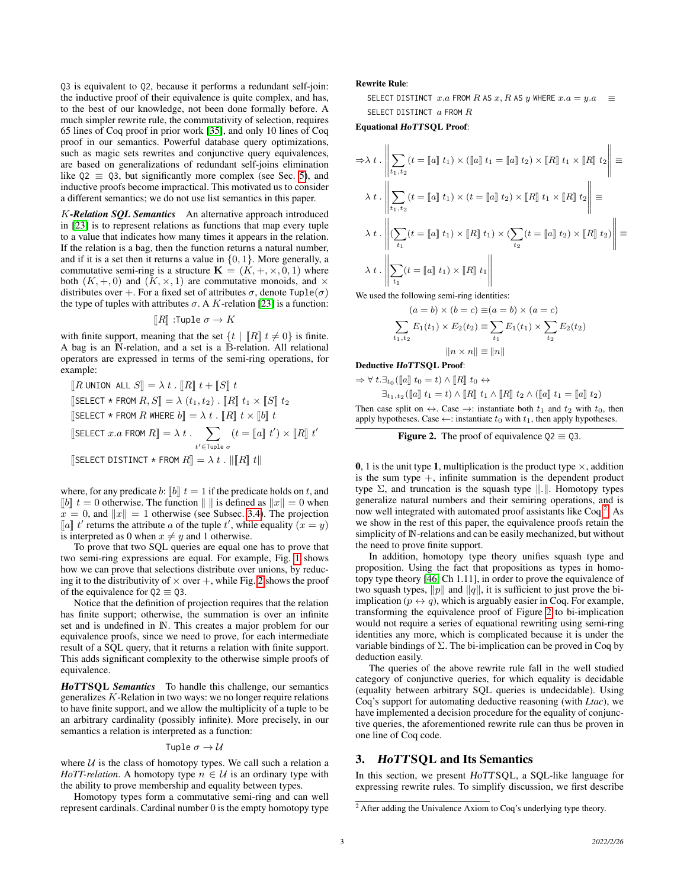Q3 is equivalent to Q2, because it performs a redundant self-join: the inductive proof of their equivalence is quite complex, and has, to the best of our knowledge, not been done formally before. A much simpler rewrite rule, the commutativity of selection, requires 65 lines of Coq proof in prior work [35], and only 10 lines of Coq proof in our semantics. Powerful database query optimizations, such as magic sets rewrites and conjunctive query equivalences, are based on generalizations of redundant self-joins elimination like Q2 $\equiv$ Q3, but significantly more complex (see Sec. 5), and inductive proofs become impractical. This motivated us to consider a different semantics; we do not use list semantics in this paper.

***K*-Relation SQL Semantics** An alternative approach introduced in [23] is to represent relations as functions that map every tuple to a value that indicates how many times it appears in the relation. If the relation is a bag, then the function returns a natural number, and if it is a set then it returns a value in $\{0, 1\}$. More generally, a commutative semi-ring is a structure $\mathbf{K} = (K, +, \times, 0, 1)$ where both $(K, +, 0)$ and $(K, \times, 1)$ are commutative monoids, and $\times$ distributes over $+$. For a fixed set of attributes $\sigma$, denote $\texttt{Tuple}(\sigma)$ the type of tuples with attributes $\sigma$. A $K$-relation [23] is a function:

$$[\![R]\!] : \texttt{Tuple}\ \sigma \to K$$

with finite support, meaning that the set $\{t \mid [\![R]\!]\ t \neq 0\}$ is finite. A bag is an $\mathbb{N}$-relation, and a set is a $\mathbb{B}$-relation. All relational operators are expressed in terms of the semi-ring operations, for example:

$$[\![R \texttt{ UNION ALL } S]\!] = \lambda\, t\ .\ [\![R]\!]\ t + [\![S]\!]\ t$$

$$[\![\texttt{SELECT * FROM } R, S]\!] = \lambda\, (t_1, t_2)\ .\ [\![R]\!]\ t_1 \times [\![S]\!]\ t_2$$

$$[\![\texttt{SELECT * FROM } R \texttt{ WHERE } b]\!] = \lambda\, t\ .\ [\![R]\!]\ t \times [\![b]\!]\ t$$

$$[\![\texttt{SELECT } x.a \texttt{ FROM } R]\!] = \lambda\, t\ .\ \sum_{t' \in \texttt{Tuple}\ \sigma} (t = [\![a]\!]\ t') \times [\![R]\!]\ t'$$

$$[\![\texttt{SELECT DISTINCT * FROM } R]\!] = \lambda\, t\ .\ \|[\![R]\!]\ t\|$$

where, for any predicate $b$: $[\![b]\!]\ t = 1$ if the predicate holds on $t$, and $[\![b]\!]\ t = 0$ otherwise. The function $\|\ \|$ is defined as $\|x\| = 0$ when $x = 0$, and $\|x\| = 1$ otherwise (see Subsec. 3.4). The projection $[\![a]\!]\ t'$ returns the attribute $a$ of the tuple $t'$, while equality $(x = y)$ is interpreted as 0 when $x \neq y$ and 1 otherwise.

To prove that two SQL queries are equal one has to prove that two semi-ring expressions are equal. For example, Fig. 1 shows how we can prove that selections distribute over unions, by reducing it to the distributivity of $\times$ over $+$, while Fig. 2 shows the proof of the equivalence for Q2 $\equiv$ Q3.

Notice that the definition of projection requires that the relation has finite support; otherwise, the summation is over an infinite set and is undefined in $\mathbb{N}$. This creates a major problem for our equivalence proofs, since we need to prove, for each intermediate result of a SQL query, that it returns a relation with finite support. This adds significant complexity to the otherwise simple proofs of equivalence.

***HoTT*SQL Semantics** To handle this challenge, our semantics generalizes $K$-Relation in two ways: we no longer require relations to have finite support, and we allow the multiplicity of a tuple to be an arbitrary cardinality (possibly infinite). More precisely, in our semantics a relation is interpreted as a function:

$$\texttt{Tuple}\ \sigma \to \mathcal{U}$$

where $\mathcal{U}$ is the class of homotopy types. We call such a relation a *HoTT-relation*. A homotopy type $n \in \mathcal{U}$ is an ordinary type with the ability to prove membership and equality between types.

Homotopy types form a commutative semi-ring and can well represent cardinals. Cardinal number 0 is the empty homotopy type **0**, 1 is the unit type **1**, multiplication is the product type $\times$, addition is the sum type $+$, infinite summation is the dependent product type $\Sigma$, and truncation is the squash type $\|.\|$. Homotopy types generalize natural numbers and their semiring operations, and is now well integrated with automated proof assistants like Coq.[2] As we show in the rest of this paper, the equivalence proofs retain the simplicity of $\mathbb{N}$-relations and can be easily mechanized, but without the need to prove finite support.

In addition, homotopy type theory unifies squash type and proposition. Using the fact that propositions as types in homotopy type theory [46, Ch 1.11], in order to prove the equivalence of two squash types, $\|p\|$ and $\|q\|$, it is sufficient to just prove the bi-implication $(p \leftrightarrow q)$, which is arguably easier in Coq. For example, transforming the equivalence proof of Figure 2 to bi-implication would not require a series of equational rewriting using semi-ring identities any more, which is complicated because it is under the variable bindings of $\Sigma$. The bi-implication can be proved in Coq by deduction easily.

The queries of the above rewrite rule fall in the well studied category of conjunctive queries, for which equality is decidable (equality between arbitrary SQL queries is undecidable). Using Coq's support for automating deductive reasoning (with *Ltac*), we have implemented a decision procedure for the equality of conjunctive queries, the aforementioned rewrite rule can thus be proven in one line of Coq code.

**Rewrite Rule**:

$$\texttt{SELECT DISTINCT } x.a \texttt{ FROM } R \texttt{ AS } x, R \texttt{ AS } y \texttt{ WHERE } x.a = y.a \quad \equiv$$
$$\texttt{SELECT DISTINCT } a \texttt{ FROM } R$$

**Equational *HoTT*SQL Proof**:

$$\Rightarrow \lambda\, t\ .\ \left\| \sum_{t_1, t_2} (t = [\![a]\!]\ t_1) \times ([\![a]\!]\ t_1 = [\![a]\!]\ t_2) \times [\![R]\!]\ t_1 \times [\![R]\!]\ t_2 \right\| \equiv$$

$$\lambda\, t\ .\ \left\| \sum_{t_1, t_2} (t = [\![a]\!]\ t_1) \times (t = [\![a]\!]\ t_2) \times [\![R]\!]\ t_1 \times [\![R]\!]\ t_2 \right\| \equiv$$

$$\lambda\, t\ .\ \left\| (\sum_{t_1} (t = [\![a]\!]\ t_1) \times [\![R]\!]\ t_1) \times (\sum_{t_2} (t = [\![a]\!]\ t_2) \times [\![R]\!]\ t_2) \right\| \equiv$$

$$\lambda\, t\ .\ \left\| \sum_{t_1} (t = [\![a]\!]\ t_1) \times [\![R]\!]\ t_1 \right\|$$

We used the following semi-ring identities:

$$(a = b) \times (b = c) \equiv (a = b) \times (a = c)$$

$$\sum_{t_1, t_2} E_1(t_1) \times E_2(t_2) \equiv \sum_{t_1} E_1(t_1) \times \sum_{t_2} E_2(t_2)$$

$$\|n \times n\| \equiv \|n\|$$

**Deductive *HoTT*SQL Proof**:

$$\Rightarrow \forall\ t. \exists_{t_0} ([\![a]\!]\ t_0 = t) \wedge [\![R]\!]\ t_0 \leftrightarrow$$
$$\exists_{t_1, t_2} ([\![a]\!]\ t_1 = t) \wedge [\![R]\!]\ t_1 \wedge [\![R]\!]\ t_2 \wedge ([\![a]\!]\ t_1 = [\![a]\!]\ t_2)$$

Then case split on $\leftrightarrow$. Case $\rightarrow$: instantiate both $t_1$ and $t_2$ with $t_0$, then apply hypotheses. Case $\leftarrow$: instantiate $t_0$ with $t_1$, then apply hypotheses.

**Figure 2.** The proof of equivalence Q2 $\equiv$ Q3.

## 3. *HoTT*SQL and Its Semantics

In this section, we present *HoTT*SQL, a SQL-like language for expressing rewrite rules. To simplify discussion, we first describe

[2] After adding the Univalence Axiom to Coq's underlying type theory.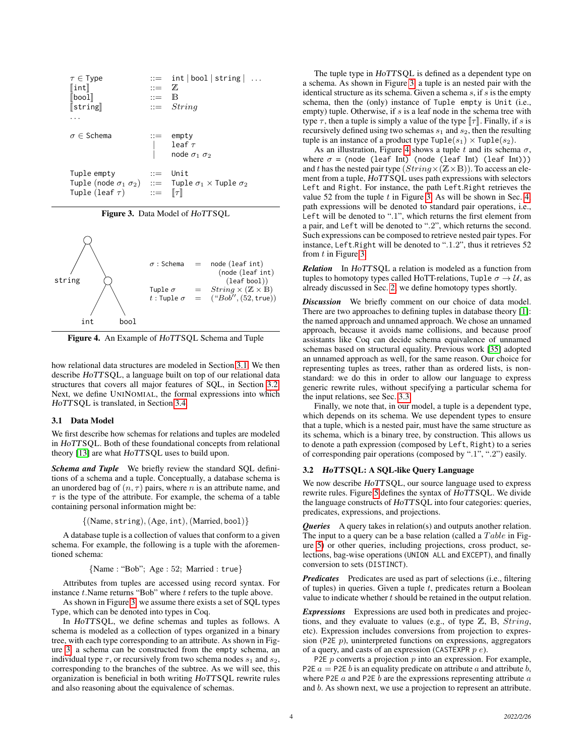$$
\begin{array}{lcl}
\tau \in \texttt{Type} & ::= & \texttt{int} \mid \texttt{bool} \mid \texttt{string} \mid \ \ldots \\
[\![\texttt{int}]\!] & ::= & \mathbb{Z} \\
[\![\texttt{bool}]\!] & ::= & \mathbb{B} \\
[\![\texttt{string}]\!] & ::= & String \\
\ldots & & \\
\\
\sigma \in \texttt{Schema} & ::= & \texttt{empty} \\
 & \mid & \texttt{leaf}\ \tau \\
 & \mid & \texttt{node}\ \sigma_1\ \sigma_2 \\
\\
\texttt{Tuple empty} & ::= & \texttt{Unit} \\
\texttt{Tuple (node}\ \sigma_1\ \sigma_2) & ::= & \texttt{Tuple}\ \sigma_1 \times \texttt{Tuple}\ \sigma_2 \\
\texttt{Tuple (leaf}\ \tau) & ::= & [\![\tau]\!]
\end{array}
$$

**Figure 3.** Data Model of *HoTTSQL*

$$
\begin{array}{lcl}
\sigma : \texttt{Schema} & = & \texttt{node (leaf int)} \\
 & & \quad \texttt{(node (leaf int)} \\
 & & \quad\quad \texttt{(leaf bool))} \\
\texttt{Tuple}\ \sigma & = & String \times (\mathbb{Z} \times \mathbb{B}) \\
t : \texttt{Tuple}\ \sigma & = & (\text{"}Bob\text{"}, (52, \texttt{true}))
\end{array}
$$

**Figure 4.** An Example of *HoTTSQL* Schema and Tuple

how relational data structures are modeled in Section 3.1. We then describe *HoTTSQL*, a language built on top of our relational data structures that covers all major features of SQL, in Section 3.2. Next, we define UNINOMIAL, the formal expressions into which *HoTTSQL* is translated, in Section 3.4.

### 3.1 Data Model

We first describe how schemas for relations and tuples are modeled in *HoTTSQL*. Both of these foundational concepts from relational theory [13] are what *HoTTSQL* uses to build upon.

***Schema and Tuple*** We briefly review the standard SQL definitions of a schema and a tuple. Conceptually, a database schema is an unordered bag of $(n, \tau)$ pairs, where $n$ is an attribute name, and $\tau$ is the type of the attribute. For example, the schema of a table containing personal information might be:

$$\{(\text{Name}, \texttt{string}), (\text{Age}, \texttt{int}), (\text{Married}, \texttt{bool})\}$$

A database tuple is a collection of values that conform to a given schema. For example, the following is a tuple with the aforementioned schema:

$$\{\text{Name} : \text{"Bob"};\ \text{Age} : 52;\ \text{Married} : \texttt{true}\}$$

Attributes from tuples are accessed using record syntax. For instance $t$.Name returns "Bob" where $t$ refers to the tuple above.

As shown in Figure 3, we assume there exists a set of SQL types Type, which can be denoted into types in Coq.

In *HoTTSQL*, we define schemas and tuples as follows. A schema is modeled as a collection of types organized in a binary tree, with each type corresponding to an attribute. As shown in Figure 3, a schema can be constructed from the empty schema, an individual type $\tau$, or recursively from two schema nodes $s_1$ and $s_2$, corresponding to the branches of the subtree. As we will see, this organization is beneficial in both writing *HoTTSQL* rewrite rules and also reasoning about the equivalence of schemas.

The tuple type in *HoTTSQL* is defined as a dependent type on a schema. As shown in Figure 3, a tuple is an nested pair with the identical structure as its schema. Given a schema $s$, if $s$ is the empty schema, then the (only) instance of `Tuple empty` is `Unit` (i.e., empty) tuple. Otherwise, if $s$ is a leaf node in the schema tree with type $\tau$, then a tuple is simply a value of the type $[\![\tau]\!]$. Finally, if $s$ is recursively defined using two schemas $s_1$ and $s_2$, then the resulting tuple is an instance of a product type $\texttt{Tuple}(s_1) \times \texttt{Tuple}(s_2)$.

As an illustration, Figure 4 shows a tuple $t$ and its schema $\sigma$, where $\sigma$ = `(node (leaf Int) (node (leaf Int) (leaf Int)))` and $t$ has the nested pair type $(String \times (\mathbb{Z} \times \mathbb{B}))$. To access an element from a tuple, *HoTTSQL* uses path expressions with selectors `Left` and `Right`. For instance, the path `Left.Right` retrieves the value 52 from the tuple $t$ in Figure 3. As will be shown in Sec. 4, path expressions will be denoted to standard pair operations, i.e., `Left` will be denoted to ".1", which returns the first element from a pair, and `Left` will be denoted to ".2", which returns the second. Such expressions can be composed to retrieve nested pair types. For instance, `Left.Right` will be denoted to ".1.2", thus it retrieves 52 from $t$ in Figure 3.

***Relation*** In *HoTTSQL* a relation is modeled as a function from tuples to homotopy types called HoTT-relations, $\texttt{Tuple}\ \sigma \to \mathcal{U}$, as already discussed in Sec. 2, we define homotopy types shortly.

***Discussion*** We briefly comment on our choice of data model. There are two approaches to defining tuples in database theory [1]: the named approach and unnamed approach. We chose an unnamed approach, because it avoids name collisions, and because proof assistants like Coq can decide schema equivalence of unnamed schemas based on structural equality. Previous work [35] adopted an unnamed approach as well, for the same reason. Our choice for representing tuples as trees, rather than as ordered lists, is non-standard: we do this in order to allow our language to express generic rewrite rules, without specifying a particular schema for the input relations, see Sec. 3.3.

Finally, we note that, in our model, a tuple is a dependent type, which depends on its schema. We use dependent types to ensure that a tuple, which is a nested pair, must have the same structure as its schema, which is a binary tree, by construction. This allows us to denote a path expression (composed by `Left`, `Right`) to a series of corresponding pair operations (composed by ".1", ".2") easily.

### 3.2 *HoTTSQL*: A SQL-like Query Language

We now describe *HoTTSQL*, our source language used to express rewrite rules. Figure 5 defines the syntax of *HoTTSQL*. We divide the language constructs of *HoTTSQL* into four categories: queries, predicates, expressions, and projections.

***Queries*** A query takes in relation(s) and outputs another relation. The input to a query can be a base relation (called a $Table$ in Figure 5) or other queries, including projections, cross product, selections, bag-wise operations (`UNION ALL` and `EXCEPT`), and finally conversion to sets (`DISTINCT`).

***Predicates*** Predicates are used as part of selections (i.e., filtering of tuples) in queries. Given a tuple $t$, predicates return a Boolean value to indicate whether $t$ should be retained in the output relation.

***Expressions*** Expressions are used both in predicates and projections, and they evaluate to values (e.g., of type $\mathbb{Z}$, $\mathbb{B}$, $String$, etc). Expression includes conversions from projection to expression (`P2E` $p$), uninterpreted functions on expressions, aggregators of a query, and casts of an expression (`CASTEXPR` $p$ $e$).

`P2E` $p$ converts a projection $p$ into an expression. For example, `P2E` $a$ = `P2E` $b$ is an equality predicate on attribute $a$ and attribute $b$, where `P2E` $a$ and `P2E` $b$ are the expressions representing attribute $a$ and $b$. As shown next, we use a projection to represent an attribute.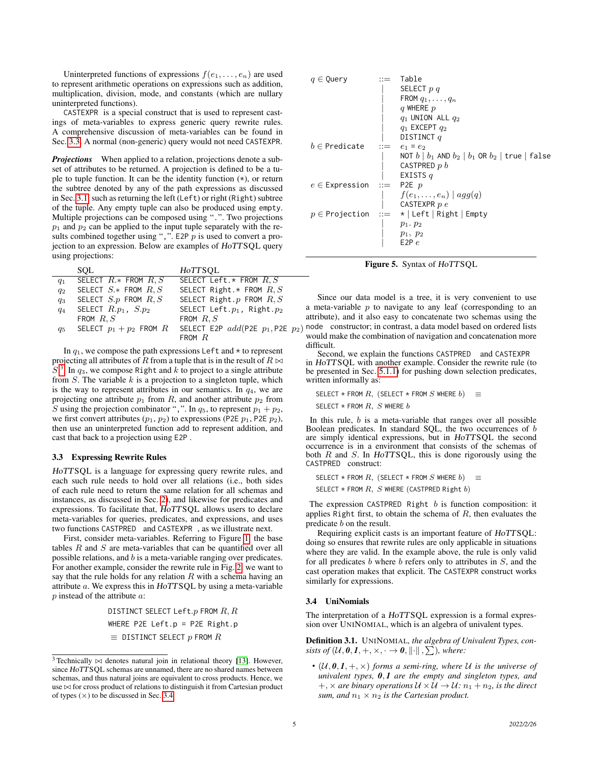Uninterpreted functions of expressions $f(e_1, \ldots, e_n)$ are used to represent arithmetic operations on expressions such as addition, multiplication, division, mode, and constants (which are nullary uninterpreted functions).

CASTEXPR is a special construct that is used to represent castings of meta-variables to express generic query rewrite rules. A comprehensive discussion of meta-variables can be found in Sec. 3.3. A normal (non-generic) query would not need CASTEXPR.

***Projections*** When applied to a relation, projections denote a subset of attributes to be returned. A projection is defined to be a tuple to tuple function. It can be the identity function (*), or return the subtree denoted by any of the path expressions as discussed in Sec. 3.1, such as returning the left (Left) or right (Right) subtree of the tuple. Any empty tuple can also be produced using empty. Multiple projections can be composed using ".". Two projections $p_1$ and $p_2$ can be applied to the input tuple separately with the results combined together using ",". E2P $p$ is used to convert a projection to an expression. Below are examples of *HoTT*SQL query using projections:

| | SQL | *HoTT*SQL |
|---|---|---|
| $q_1$ | SELECT $R.*$ FROM $R, S$ | SELECT Left.* FROM $R, S$ |
| $q_2$ | SELECT $S.*$ FROM $R, S$ | SELECT Right.* FROM $R, S$ |
| $q_3$ | SELECT $S.p$ FROM $R, S$ | SELECT Right.$p$ FROM $R, S$ |
| $q_4$ | SELECT $R.p_1$, $S.p_2$ FROM $R, S$ | SELECT Left.$p_1$, Right.$p_2$ FROM $R, S$ |
| $q_5$ | SELECT $p_1 + p_2$ FROM $R$ | SELECT E2P $add$(P2E $p_1$, P2E $p_2$) FROM $R$ |

In $q_1$, we compose the path expressions Left and * to represent projecting all attributes of $R$ from a tuple that is in the result of $R \bowtie S$[3]. In $q_3$, we compose Right and $k$ to project to a single attribute from $S$. The variable $k$ is a projection to a singleton tuple, which is the way to represent attributes in our semantics. In $q_4$, we are projecting one attribute $p_1$ from $R$, and another attribute $p_2$ from $S$ using the projection combinator ",". In $q_5$, to represent $p_1 + p_2$, we first convert attributes ($p_1$, $p_2$) to expressions (P2E $p_1$, P2E $p_2$), then use an uninterpreted function add to represent addition, and cast that back to a projection using E2P .

### 3.3 Expressing Rewrite Rules

*HoTT*SQL is a language for expressing query rewrite rules, and each such rule needs to hold over all relations (i.e., both sides of each rule need to return the same relation for all schemas and instances, as discussed in Sec. 2), and likewise for predicates and expressions. To facilitate that, *HoTT*SQL allows users to declare meta-variables for queries, predicates, and expressions, and uses two functions CASTPRED and CASTEXPR , as we illustrate next.

First, consider meta-variables. Referring to Figure 1, the base tables $R$ and $S$ are meta-variables that can be quantified over all possible relations, and $b$ is a meta-variable ranging over predicates. For another example, consider the rewrite rule in Fig. 2, we want to say that the rule holds for any relation $R$ with a schema having an attribute $a$. We express this in *HoTT*SQL by using a meta-variable $p$ instead of the attribute $a$:

```
DISTINCT SELECT Left.p FROM R, R
WHERE P2E Left.p = P2E Right.p
≡ DISTINCT SELECT p FROM R
```

[3] Technically $\bowtie$ denotes natural join in relational theory [13]. However, since *HoTT*SQL schemas are unnamed, there are no shared names between schemas, and thus natural joins are equivalent to cross products. Hence, we use $\bowtie$ for cross product of relations to distinguish it from Cartesian product of types ($\times$) to be discussed in Sec. 3.4.

$$
\begin{array}{llll}
q \in \texttt{Query} & ::= & \texttt{Table} \\
& | & \texttt{SELECT}\ p\ q \\
& | & \texttt{FROM}\ q_1, \ldots, q_n \\
& | & q\ \texttt{WHERE}\ p \\
& | & q_1\ \texttt{UNION ALL}\ q_2 \\
& | & q_1\ \texttt{EXCEPT}\ q_2 \\
& | & \texttt{DISTINCT}\ q \\
b \in \texttt{Predicate} & ::= & e_1 = e_2 \\
& | & \texttt{NOT}\ b \mid b_1\ \texttt{AND}\ b_2 \mid b_1\ \texttt{OR}\ b_2 \mid \texttt{true} \mid \texttt{false} \\
& | & \texttt{CASTPRED}\ p\ b \\
& | & \texttt{EXISTS}\ q \\
e \in \texttt{Expression} & ::= & \texttt{P2E}\ p \\
& | & f(e_1, \ldots, e_n) \mid agg(q) \\
& | & \texttt{CASTEXPR}\ p\ e \\
p \in \texttt{Projection} & ::= & * \mid \texttt{Left} \mid \texttt{Right} \mid \texttt{Empty} \\
& | & p_1 .\ p_2 \\
& | & p_1 ,\ p_2 \\
& | & \texttt{E2P}\ e
\end{array}
$$

**Figure 5.** Syntax of *HoTT*SQL

Since our data model is a tree, it is very convenient to use a meta-variable $p$ to navigate to any leaf (corresponding to an attribute), and it is also easy to concatenate two schemas using the node constructor; in contrast, a data model based on ordered lists would make the combination of navigation and concatenation more difficult.

Second, we explain the functions CASTPRED and CASTEXPR in *HoTT*SQL with another example. Consider the rewrite rule (to be presented in Sec. 5.1.1) for pushing down selection predicates, written informally as:

```
SELECT * FROM R, (SELECT * FROM S WHERE b)  ≡
SELECT * FROM R, S WHERE b
```

In this rule, $b$ is a meta-variable that ranges over all possible Boolean predicates. In standard SQL, the two occurrences of $b$ are simply identical expressions, but in *HoTT*SQL the second occurrence is in a environment that consists of the schemas of both $R$ and $S$. In *HoTT*SQL, this is done rigorously using the CASTPRED construct:

```
SELECT * FROM R, (SELECT * FROM S WHERE b)  ≡
SELECT * FROM R, S WHERE (CASTPRED Right b)
```

The expression CASTPRED Right $b$ is function composition: it applies Right first, to obtain the schema of $R$, then evaluates the predicate $b$ on the result.

Requiring explicit casts is an important feature of *HoTT*SQL: doing so ensures that rewrite rules are only applicable in situations where they are valid. In the example above, the rule is only valid for all predicates $b$ where $b$ refers only to attributes in $S$, and the cast operation makes that explicit. The CASTEXPR construct works similarly for expressions.

### 3.4 UniNomials

The interpretation of a *HoTT*SQL expression is a formal expression over UNINOMIAL, which is an algebra of univalent types.

**Definition 3.1.** UNINOMIAL, *the algebra of Univalent Types, consists of* $(\mathcal{U}, \mathbf{0}, \mathbf{1}, +, \times, \cdot \to \mathbf{0}, \|\cdot\|, \sum)$*, where:*

- $(\mathcal{U}, \mathbf{0}, \mathbf{1}, +, \times)$ *forms a semi-ring, where* $\mathcal{U}$ *is the universe of univalent types,* $\mathbf{0}, \mathbf{1}$ *are the empty and singleton types, and* $+, \times$ *are binary operations* $\mathcal{U} \times \mathcal{U} \to \mathcal{U}$*:* $n_1 + n_2$*, is the direct sum, and* $n_1 \times n_2$ *is the Cartesian product.*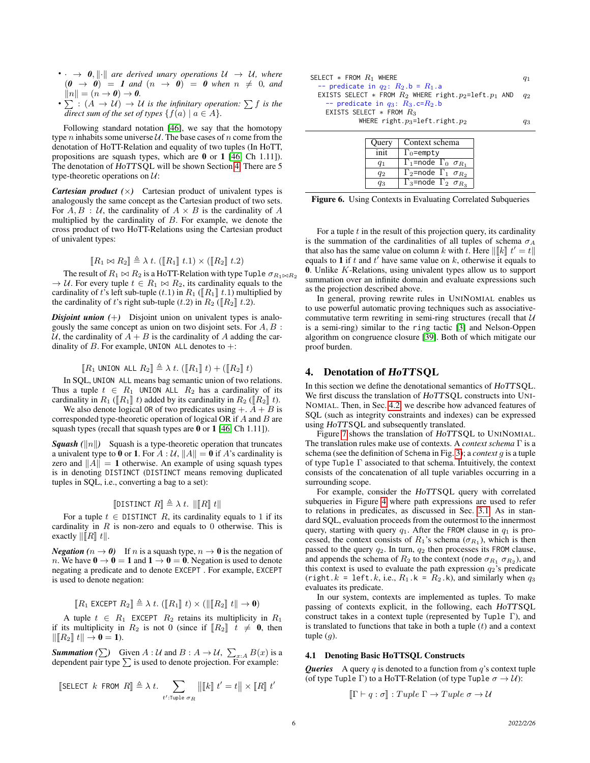- $\cdot \rightarrow \mathbf{0}, \|\cdot\|$ *are derived unary operations* $\mathcal{U} \rightarrow \mathcal{U}$, *where* $(\mathbf{0} \rightarrow \mathbf{0}) = \mathbf{1}$ *and* $(n \rightarrow \mathbf{0}) = \mathbf{0}$ *when* $n \neq 0$, *and* $\|n\| = (n \rightarrow \mathbf{0}) \rightarrow \mathbf{0}$.
- $\sum : (A \rightarrow \mathcal{U}) \rightarrow \mathcal{U}$ *is the infinitary operation:* $\sum f$ *is the direct sum of the set of types* $\{f(a) \mid a \in A\}$.

Following standard notation [46], we say that the homotopy type $n$ inhabits some universe $\mathcal{U}$. The base cases of $n$ come from the denotation of HoTT-Relation and equality of two tuples (In HoTT, propositions are squash types, which are **0** or **1** [46] Ch 1.11]). The denotation of *HoTTSQL* will be shown Section 4. There are 5 type-theoretic operations on $\mathcal{U}$:

***Cartesian product*** ($\times$) Cartesian product of univalent types is analogously the same concept as the Cartesian product of two sets. For $A, B : \mathcal{U}$, the cardinality of $A \times B$ is the cardinality of $A$ multiplied by the cardinality of $B$. For example, we denote the cross product of two HoTT-Relations using the Cartesian product of univalent types:

$$[\![R_1 \bowtie R_2]\!] \triangleq \lambda\, t.\ ([\![R_1]\!]\ t.1) \times ([\![R_2]\!]\ t.2)$$

The result of $R_1 \bowtie R_2$ is a HoTT-Relation with type `Tuple` $\sigma_{R_1 \bowtie R_2} \rightarrow \mathcal{U}$. For every tuple $t \in R_1 \bowtie R_2$, its cardinality equals to the cardinality of $t$'s left sub-tuple ($t.1$) in $R_1$ ($[\![R_1]\!]\ t.1$) multiplied by the cardinality of $t$'s right sub-tuple ($t.2$) in $R_2$ ($[\![R_2]\!]\ t.2$).

***Disjoint union*** ($+$) Disjoint union on univalent types is analogously the same concept as union on two disjoint sets. For $A, B : \mathcal{U}$, the cardinality of $A + B$ is the cardinality of $A$ adding the cardinality of $B$. For example, `UNION ALL` denotes to $+$:

$$[\![R_1 \texttt{ UNION ALL } R_2]\!] \triangleq \lambda\, t.\ ([\![R_1]\!]\ t) + ([\![R_2]\!]\ t)$$

In SQL, `UNION ALL` means bag semantic union of two relations. Thus a tuple $t \in R_1$ `UNION ALL` $R_2$ has a cardinality of its cardinality in $R_1$ ($[\![R_1]\!]\ t$) added by its cardinality in $R_2$ ($[\![R_2]\!]\ t$).

We also denote logical `OR` of two predicates using $+$. $A + B$ is corresponded type-theoretic operation of logical OR if $A$ and $B$ are squash types (recall that squash types are **0** or **1** [46] Ch 1.11]).

***Squash*** ($\|n\|$) Squash is a type-theoretic operation that truncates a univalent type to **0** or **1**. For $A : \mathcal{U}$, $\|A\| = \mathbf{0}$ if $A$'s cardinality is zero and $\|A\| = \mathbf{1}$ otherwise. An example of using squash types is in denoting `DISTINCT` (`DISTINCT` means removing duplicated tuples in SQL, i.e., converting a bag to a set):

$$[\![\texttt{DISTINCT } R]\!] \triangleq \lambda\, t.\ \|[\![R]\!]\ t\|$$

For a tuple $t \in$ `DISTINCT` $R$, its cardinality equals to 1 if its cardinality in $R$ is non-zero and equals to 0 otherwise. This is exactly $\|[\![R]\!]\ t\|$.

***Negation*** ($n \rightarrow 0$) If $n$ is a squash type, $n \rightarrow \mathbf{0}$ is the negation of $n$. We have $\mathbf{0} \rightarrow \mathbf{0} = \mathbf{1}$ and $\mathbf{1} \rightarrow \mathbf{0} = \mathbf{0}$. Negation is used to denote negating a predicate and to denote `EXCEPT`. For example, `EXCEPT` is used to denote negation:

$$[\![R_1 \texttt{ EXCEPT } R_2]\!] \triangleq \lambda\, t.\ ([\![R_1]\!]\ t) \times (\|[\![R_2]\!]\ t\| \rightarrow \mathbf{0})$$

A tuple $t \in R_1$ `EXCEPT` $R_2$ retains its multiplicity in $R_1$ if its multiplicity in $R_2$ is not 0 (since if $[\![R_2]\!]\ t \neq \mathbf{0}$, then $\|[\![R_2]\!]\ t\| \rightarrow \mathbf{0} = \mathbf{1}$).

***Summation*** ($\sum$) Given $A : \mathcal{U}$ and $B : A \rightarrow \mathcal{U}$, $\sum_{x:A} B(x)$ is a dependent pair type $\sum$ is used to denote projection. For example:

$$[\![\texttt{SELECT } k \texttt{ FROM } R]\!] \triangleq \lambda\, t.\ \sum_{t' : \texttt{Tuple } \sigma_R} \|[\![k]\!]\ t' = t\| \times [\![R]\!]\ t'$$

For a tuple $t$ in the result of this projection query, its cardinality is the summation of the cardinalities of all tuples of schema $\sigma_A$ that also has the same value on column $k$ with $t$. Here $\|[\![k]\!]\ t' = t\|$ equals to **1** if $t$ and $t'$ have same value on $k$, otherwise it equals to **0**. Unlike $K$-Relations, using univalent types allow us to support summation over an infinite domain and evaluate expressions such as the projection described above.

In general, proving rewrite rules in UNINOMIAL enables us to use powerful automatic proving techniques such as associative-commutative term rewriting in semi-ring structures (recall that $\mathcal{U}$ is a semi-ring) similar to the `ring` tactic [3] and Nelson-Oppen algorithm on congruence closure [39]. Both of which mitigate our proof burden.

```
SELECT * FROM R1 WHERE                                          q1
  -- predicate in q2: R2.b = R1.a
  EXISTS SELECT * FROM R2 WHERE right.p2=left.p1 AND            q2
    -- predicate in q3: R3.c=R2.b
    EXISTS SELECT * FROM R3
             WHERE right.p3=left.right.p2                       q3
```

| Query | Context schema |
|---|---|
| init | $\Gamma_0$=`empty` |
| $q_1$ | $\Gamma_1$=`node` $\Gamma_0$ $\sigma_{R_1}$ |
| $q_2$ | $\Gamma_2$=`node` $\Gamma_1$ $\sigma_{R_2}$ |
| $q_3$ | $\Gamma_3$=`node` $\Gamma_2$ $\sigma_{R_3}$ |

**Figure 6.** Using Contexts in Evaluating Correlated Subqueries

## 4. Denotation of *HoTTSQL*

In this section we define the denotational semantics of *HoTTSQL*. We first discuss the translation of *HoTTSQL* constructs into UNINOMIAL. Then, in Sec. 4.2, we describe how advanced features of SQL (such as integrity constraints and indexes) can be expressed using *HoTTSQL* and subsequently translated.

Figure 7 shows the translation of *HoTTSQL* to UNINOMIAL. The translation rules make use of contexts. A *context schema* $\Gamma$ is a schema (see the definition of `Schema` in Fig. 3); a *context* $g$ is a tuple of type `Tuple` $\Gamma$ associated to that schema. Intuitively, the context consists of the concatenation of all tuple variables occurring in a surrounding scope.

For example, consider the *HoTTSQL* query with correlated subqueries in Figure 4 where path expressions are used to refer to relations in predicates, as discussed in Sec. 3.1. As in standard SQL, evaluation proceeds from the outermost to the innermost query, starting with query $q_1$. After the `FROM` clause in $q_1$ is processed, the context consists of $R_1$'s schema ($\sigma_{R_1}$), which is then passed to the query $q_2$. In turn, $q_2$ then processes its `FROM` clause, and appends the schema of $R_2$ to the context (`node` $\sigma_{R_1}$ $\sigma_{R_2}$), and this context is used to evaluate the path expression $q_2$'s predicate (`right`.$k$ = `left`.$k$, i.e., $R_1$.`k` = $R_2$.`k`), and similarly when $q_3$ evaluates its predicate.

In our system, contexts are implemented as tuples. To make passing of contexts explicit, in the following, each *HoTTSQL* construct takes in a context tuple (represented by `Tuple` $\Gamma$), and is translated to functions that take in both a tuple ($t$) and a context tuple ($g$).

### 4.1 Denoting Basic HoTTSQL Constructs

***Queries*** A query $q$ is denoted to a function from $q$'s context tuple (of type `Tuple` $\Gamma$) to a HoTT-Relation (of type `Tuple` $\sigma \rightarrow \mathcal{U}$):

$$[\![\Gamma \vdash q : \sigma]\!] : Tuple\ \Gamma \rightarrow Tuple\ \sigma \rightarrow \mathcal{U}$$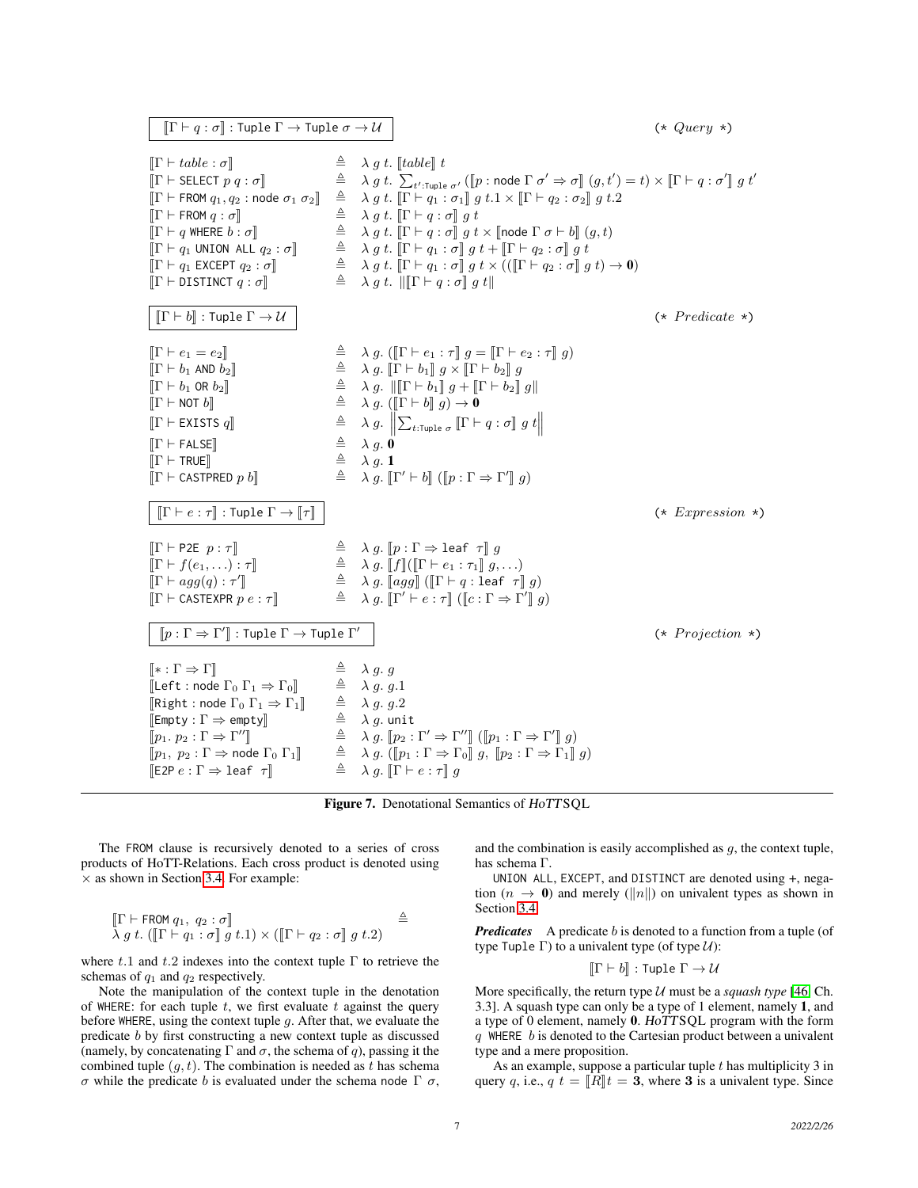$$\boxed{[\![\Gamma \vdash q : \sigma]\!] : \texttt{Tuple}\ \Gamma \to \texttt{Tuple}\ \sigma \to \mathcal{U}} \qquad (\ast\ Query\ \ast)$$

$$
\begin{array}{lcl}
[\![\Gamma \vdash table : \sigma]\!] & \triangleq & \lambda\ g\ t.\ [\![table]\!]\ t \\
[\![\Gamma \vdash \texttt{SELECT}\ p\ q : \sigma]\!] & \triangleq & \lambda\ g\ t.\ \sum_{t' : \texttt{Tuple}\ \sigma'} ([\![p : \texttt{node}\ \Gamma\ \sigma' \Rightarrow \sigma]\!]\ (g, t') = t) \times [\![\Gamma \vdash q : \sigma']\!]\ g\ t' \\
[\![\Gamma \vdash \texttt{FROM}\ q_1, q_2 : \texttt{node}\ \sigma_1\ \sigma_2]\!] & \triangleq & \lambda\ g\ t.\ [\![\Gamma \vdash q_1 : \sigma_1]\!]\ g\ t.1 \times [\![\Gamma \vdash q_2 : \sigma_2]\!]\ g\ t.2 \\
[\![\Gamma \vdash \texttt{FROM}\ q : \sigma]\!] & \triangleq & \lambda\ g\ t.\ [\![\Gamma \vdash q : \sigma]\!]\ g\ t \\
[\![\Gamma \vdash q\ \texttt{WHERE}\ b : \sigma]\!] & \triangleq & \lambda\ g\ t.\ [\![\Gamma \vdash q : \sigma]\!]\ g\ t \times [\![\texttt{node}\ \Gamma\ \sigma \vdash b]\!]\ (g, t) \\
[\![\Gamma \vdash q_1\ \texttt{UNION ALL}\ q_2 : \sigma]\!] & \triangleq & \lambda\ g\ t.\ [\![\Gamma \vdash q_1 : \sigma]\!]\ g\ t + [\![\Gamma \vdash q_2 : \sigma]\!]\ g\ t \\
[\![\Gamma \vdash q_1\ \texttt{EXCEPT}\ q_2 : \sigma]\!] & \triangleq & \lambda\ g\ t.\ [\![\Gamma \vdash q_1 : \sigma]\!]\ g\ t \times (([\![\Gamma \vdash q_2 : \sigma]\!]\ g\ t) \to \mathbf{0}) \\
[\![\Gamma \vdash \texttt{DISTINCT}\ q : \sigma]\!] & \triangleq & \lambda\ g\ t.\ \|[\![\Gamma \vdash q : \sigma]\!]\ g\ t\|
\end{array}
$$

$$\boxed{[\![\Gamma \vdash b]\!] : \texttt{Tuple}\ \Gamma \to \mathcal{U}} \qquad (\ast\ Predicate\ \ast)$$

$$
\begin{array}{lcl}
[\![\Gamma \vdash e_1 = e_2]\!] & \triangleq & \lambda\ g.\ ([\![\Gamma \vdash e_1 : \tau]\!]\ g = [\![\Gamma \vdash e_2 : \tau]\!]\ g) \\
[\![\Gamma \vdash b_1\ \texttt{AND}\ b_2]\!] & \triangleq & \lambda\ g.\ [\![\Gamma \vdash b_1]\!]\ g \times [\![\Gamma \vdash b_2]\!]\ g \\
[\![\Gamma \vdash b_1\ \texttt{OR}\ b_2]\!] & \triangleq & \lambda\ g.\ \|[\![\Gamma \vdash b_1]\!]\ g + [\![\Gamma \vdash b_2]\!]\ g\| \\
[\![\Gamma \vdash \texttt{NOT}\ b]\!] & \triangleq & \lambda\ g.\ ([\![\Gamma \vdash b]\!]\ g) \to \mathbf{0} \\
[\![\Gamma \vdash \texttt{EXISTS}\ q]\!] & \triangleq & \lambda\ g.\ \left\|\sum_{t : \texttt{Tuple}\ \sigma} [\![\Gamma \vdash q : \sigma]\!]\ g\ t\right\| \\
[\![\Gamma \vdash \texttt{FALSE}]\!] & \triangleq & \lambda\ g.\ \mathbf{0} \\
[\![\Gamma \vdash \texttt{TRUE}]\!] & \triangleq & \lambda\ g.\ \mathbf{1} \\
[\![\Gamma \vdash \texttt{CASTPRED}\ p\ b]\!] & \triangleq & \lambda\ g.\ [\![\Gamma' \vdash b]\!]\ ([\![p : \Gamma \Rightarrow \Gamma']\!]\ g)
\end{array}
$$

$$\boxed{[\![\Gamma \vdash e : \tau]\!] : \texttt{Tuple}\ \Gamma \to [\![\tau]\!]} \qquad (\ast\ Expression\ \ast)$$

$$
\begin{array}{lcl}
[\![\Gamma \vdash \texttt{P2E}\ \ p : \tau]\!] & \triangleq & \lambda\ g.\ [\![p : \Gamma \Rightarrow \texttt{leaf}\ \ \tau]\!]\ g \\
[\![\Gamma \vdash f(e_1, \ldots) : \tau]\!] & \triangleq & \lambda\ g.\ [\![f]\!]([\![\Gamma \vdash e_1 : \tau_1]\!]\ g, \ldots) \\
[\![\Gamma \vdash agg(q) : \tau']\!] & \triangleq & \lambda\ g.\ [\![agg]\!]\ ([\![\Gamma \vdash q : \texttt{leaf}\ \ \tau]\!]\ g) \\
[\![\Gamma \vdash \texttt{CASTEXPR}\ p\ e : \tau]\!] & \triangleq & \lambda\ g.\ [\![\Gamma' \vdash e : \tau]\!]\ ([\![c : \Gamma \Rightarrow \Gamma']\!]\ g)
\end{array}
$$

$$\boxed{[\![p : \Gamma \Rightarrow \Gamma']\!] : \texttt{Tuple}\ \Gamma \to \texttt{Tuple}\ \Gamma'} \qquad (\ast\ Projection\ \ast)$$

$$
\begin{array}{lcl}
[\![\ast : \Gamma \Rightarrow \Gamma]\!] & \triangleq & \lambda\ g.\ g \\
[\![\texttt{Left} : \texttt{node}\ \Gamma_0\ \Gamma_1 \Rightarrow \Gamma_0]\!] & \triangleq & \lambda\ g.\ g.1 \\
[\![\texttt{Right} : \texttt{node}\ \Gamma_0\ \Gamma_1 \Rightarrow \Gamma_1]\!] & \triangleq & \lambda\ g.\ g.2 \\
[\![\texttt{Empty} : \Gamma \Rightarrow \texttt{empty}]\!] & \triangleq & \lambda\ g.\ \texttt{unit} \\
[\![p_1.\ p_2 : \Gamma \Rightarrow \Gamma'']\!] & \triangleq & \lambda\ g.\ [\![p_2 : \Gamma' \Rightarrow \Gamma'']\!]\ ([\![p_1 : \Gamma \Rightarrow \Gamma']\!]\ g) \\
[\![p_1,\ p_2 : \Gamma \Rightarrow \texttt{node}\ \Gamma_0\ \Gamma_1]\!] & \triangleq & \lambda\ g.\ ([\![p_1 : \Gamma \Rightarrow \Gamma_0]\!]\ g,\ [\![p_2 : \Gamma \Rightarrow \Gamma_1]\!]\ g) \\
[\![\texttt{E2P}\ e : \Gamma \Rightarrow \texttt{leaf}\ \ \tau]\!] & \triangleq & \lambda\ g.\ [\![\Gamma \vdash e : \tau]\!]\ g
\end{array}
$$

**Figure 7.** Denotational Semantics of *HoTT*SQL

The FROM clause is recursively denoted to a series of cross products of HoTT-Relations. Each cross product is denoted using $\times$ as shown in Section 3.4. For example:

$$
\begin{array}{l}
[\![\Gamma \vdash \texttt{FROM}\ q_1,\ q_2 : \sigma]\!] \qquad\qquad \triangleq \\
\lambda\ g\ t.\ ([\![\Gamma \vdash q_1 : \sigma]\!]\ g\ t.1) \times ([\![\Gamma \vdash q_2 : \sigma]\!]\ g\ t.2)
\end{array}
$$

where $t.1$ and $t.2$ indexes into the context tuple $\Gamma$ to retrieve the schemas of $q_1$ and $q_2$ respectively.

Note the manipulation of the context tuple in the denotation of WHERE: for each tuple $t$, we first evaluate $t$ against the query before WHERE, using the context tuple $g$. After that, we evaluate the predicate $b$ by first constructing a new context tuple as discussed (namely, by concatenating $\Gamma$ and $\sigma$, the schema of $q$), passing it the combined tuple $(g, t)$. The combination is needed as $t$ has schema $\sigma$ while the predicate $b$ is evaluated under the schema node $\Gamma$ $\sigma$, and the combination is easily accomplished as $g$, the context tuple, has schema $\Gamma$.

UNION ALL, EXCEPT, and DISTINCT are denoted using +, negation ($n \to \mathbf{0}$) and merely ($\|n\|$) on univalent types as shown in Section 3.4.

***Predicates*** A predicate $b$ is denoted to a function from a tuple (of type Tuple $\Gamma$) to a univalent type (of type $\mathcal{U}$):

$$[\![\Gamma \vdash b]\!] : \texttt{Tuple}\ \Gamma \to \mathcal{U}$$

More specifically, the return type $\mathcal{U}$ must be a *squash type* [46, Ch. 3.3]. A squash type can only be a type of 1 element, namely $\mathbf{1}$, and a type of 0 element, namely $\mathbf{0}$. *HoTT*SQL program with the form $q$ WHERE $b$ is denoted to the Cartesian product between a univalent type and a mere proposition.

As an example, suppose a particular tuple $t$ has multiplicity 3 in query $q$, i.e., $q\ t = [\![R]\!]t = \mathbf{3}$, where $\mathbf{3}$ is a univalent type. Since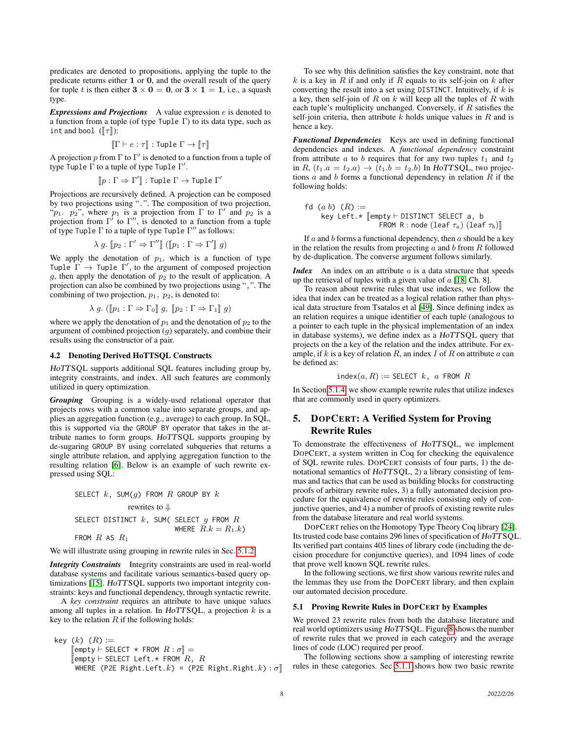predicates are denoted to propositions, applying the tuple to the predicate returns either **1** or **0**, and the overall result of the query for tuple $t$ is then either $\mathbf{3} \times \mathbf{0} = \mathbf{0}$, or $\mathbf{3} \times \mathbf{1} = \mathbf{1}$, i.e., a squash type.

***Expressions and Projections*** A value expression $e$ is denoted to a function from a tuple (of type Tuple $\Gamma$) to its data type, such as int and bool ($[\![\tau]\!]$):

$$[\![\Gamma \vdash e : \tau]\!] : \texttt{Tuple}\ \Gamma \rightarrow [\![\tau]\!]$$

A projection $p$ from $\Gamma$ to $\Gamma'$ is denoted to a function from a tuple of type Tuple $\Gamma$ to a tuple of type Tuple $\Gamma'$.

$$[\![p : \Gamma \Rightarrow \Gamma']\!] : \texttt{Tuple}\ \Gamma \rightarrow \texttt{Tuple}\ \Gamma'$$

Projections are recursively defined. A projection can be composed by two projections using ".". The composition of two projection, "$p_1.\ \ p_2$", where $p_1$ is a projection from $\Gamma$ to $\Gamma'$ and $p_2$ is a projection from $\Gamma'$ to $\Gamma''$, is denoted to a function from a tuple of type Tuple $\Gamma$ to a tuple of type Tuple $\Gamma''$ as follows:

$$\lambda\ g.\ [\![p_2 : \Gamma' \Rightarrow \Gamma'']\!]\ ([\![p_1 : \Gamma \Rightarrow \Gamma']\!]\ g)$$

We apply the denotation of $p_1$, which is a function of type Tuple $\Gamma \rightarrow$ Tuple $\Gamma'$, to the argument of composed projection $g$, then apply the denotation of $p_2$ to the result of application. A projection can also be combined by two projections using ",". The combining of two projection, $p_1$, $p_2$, is denoted to:

$$\lambda\ g.\ ([\![p_1 : \Gamma \Rightarrow \Gamma_0]\!]\ g,\ [\![p_2 : \Gamma \Rightarrow \Gamma_1]\!]\ g)$$

where we apply the denotation of $p_1$ and the denotation of $p_2$ to the argument of combined projection ($g$) separately, and combine their results using the constructor of a pair.

### 4.2 Denoting Derived HoTTSQL Constructs

*HoTT*SQL supports additional SQL features including group by, integrity constraints, and index. All such features are commonly utilized in query optimization.

***Grouping*** Grouping is a widely-used relational operator that projects rows with a common value into separate groups, and applies an aggregation function (e.g., average) to each group. In SQL, this is supported via the GROUP BY operator that takes in the attribute names to form groups. *HoTT*SQL supports grouping by de-sugaring GROUP BY using correlated subqueries that returns a single attribute relation, and applying aggregation function to the resulting relation [6]. Below is an example of such rewrite expressed using SQL:

```
SELECT k, SUM(g) FROM R GROUP BY k
              rewrites to ⇓
SELECT DISTINCT k, SUM( SELECT g FROM R
                        WHERE R.k = R1.k)
FROM R AS R1
```

We will illustrate using grouping in rewrite rules in Sec. 5.1.2.

***Integrity Constraints*** Integrity constraints are used in real-world database systems and facilitate various semantics-based query optimizations [15]. *HoTT*SQL supports two important integrity constraints: keys and functional dependency, through syntactic rewrite.

A *key constraint* requires an attribute to have unique values among all tuples in a relation. In *HoTT*SQL, a projection $k$ is a key to the relation $R$ if the following holds:

```
key (k) (R) :=
    ⟦empty ⊢ SELECT * FROM R : σ⟧ =
    ⟦empty ⊢ SELECT Left.* FROM R, R
     WHERE (P2E Right.Left.k) = (P2E Right.Right.k) : σ⟧
```

To see why this definition satisfies the key constraint, note that $k$ is a key in $R$ if and only if $R$ equals to its self-join on $k$ after converting the result into a set using DISTINCT. Intuitively, if $k$ is a key, then self-join of $R$ on $k$ will keep all the tuples of $R$ with each tuple's multiplicity unchanged. Conversely, if $R$ satisfies the self-join criteria, then attribute $k$ holds unique values in $R$ and is hence a key.

***Functional Dependencies*** Keys are used in defining functional dependencies and indexes. A *functional dependency* constraint from attribute $a$ to $b$ requires that for any two tuples $t_1$ and $t_2$ in $R$, $(t_1.a = t_2.a) \rightarrow (t_1.b = t_2.b)$ In *HoTT*SQL, two projections $a$ and $b$ forms a functional dependency in relation $R$ if the following holds:

```
fd (a b) (R) :=
    key Left.* ⟦empty ⊢ DISTINCT SELECT a, b
                FROM R : node (leaf τa) (leaf τb)⟧
```

If $a$ and $b$ forms a functional dependency, then $a$ should be a key in the relation the results from projecting $a$ and $b$ from $R$ followed by de-duplication. The converse argument follows similarly.

***Index*** An index on an attribute $a$ is a data structure that speeds up the retrieval of tuples with a given value of $a$ [18, Ch. 8].

To reason about rewrite rules that use indexes, we follow the idea that index can be treated as a logical relation rather than physical data structure from Tsatalos et al [49]. Since defining index as an relation requires a unique identifier of each tuple (analogous to a pointer to each tuple in the physical implementation of an index in database systems), we define index as a *HoTT*SQL query that projects on the a key of the relation and the index attribute. For example, if $k$ is a key of relation $R$, an index $I$ of $R$ on attribute $a$ can be defined as:

$$\texttt{index}(a, R) := \texttt{SELECT}\ k,\ a\ \texttt{FROM}\ R$$

In Section 5.1.4 we show example rewrite rules that utilize indexes that are commonly used in query optimizers.

## 5. DopCert: A Verified System for Proving Rewrite Rules

To demonstrate the effectiveness of *HoTT*SQL, we implement DopCert, a system written in Coq for checking the equivalence of SQL rewrite rules. DopCert consists of four parts, 1) the denotational semantics of *HoTT*SQL, 2) a library consisting of lemmas and tactics that can be used as building blocks for constructing proofs of arbitrary rewrite rules, 3) a fully automated decision procedure for the equivalence of rewrite rules consisting only of conjunctive queries, and 4) a number of proofs of existing rewrite rules from the database literature and real world systems.

DopCert relies on the Homotopy Type Theory Coq library [24]. Its trusted code base contains 296 lines of specification of *HoTT*SQL. Its verified part contains 405 lines of library code (including the decision procedure for conjunctive queries), and 1094 lines of code that prove well known SQL rewrite rules.

In the following sections, we first show various rewrite rules and the lemmas they use from the DopCert library, and then explain our automated decision procedure.

### 5.1 Proving Rewrite Rules in DopCert by Examples

We proved 23 rewrite rules from both the database literature and real world optimizers using *HoTT*SQL. Figure 8 shows the number of rewrite rules that we proved in each category and the average lines of code (LOC) required per proof.

The following sections show a sampling of interesting rewrite rules in these categories. Sec 5.1.1 shows how two basic rewrite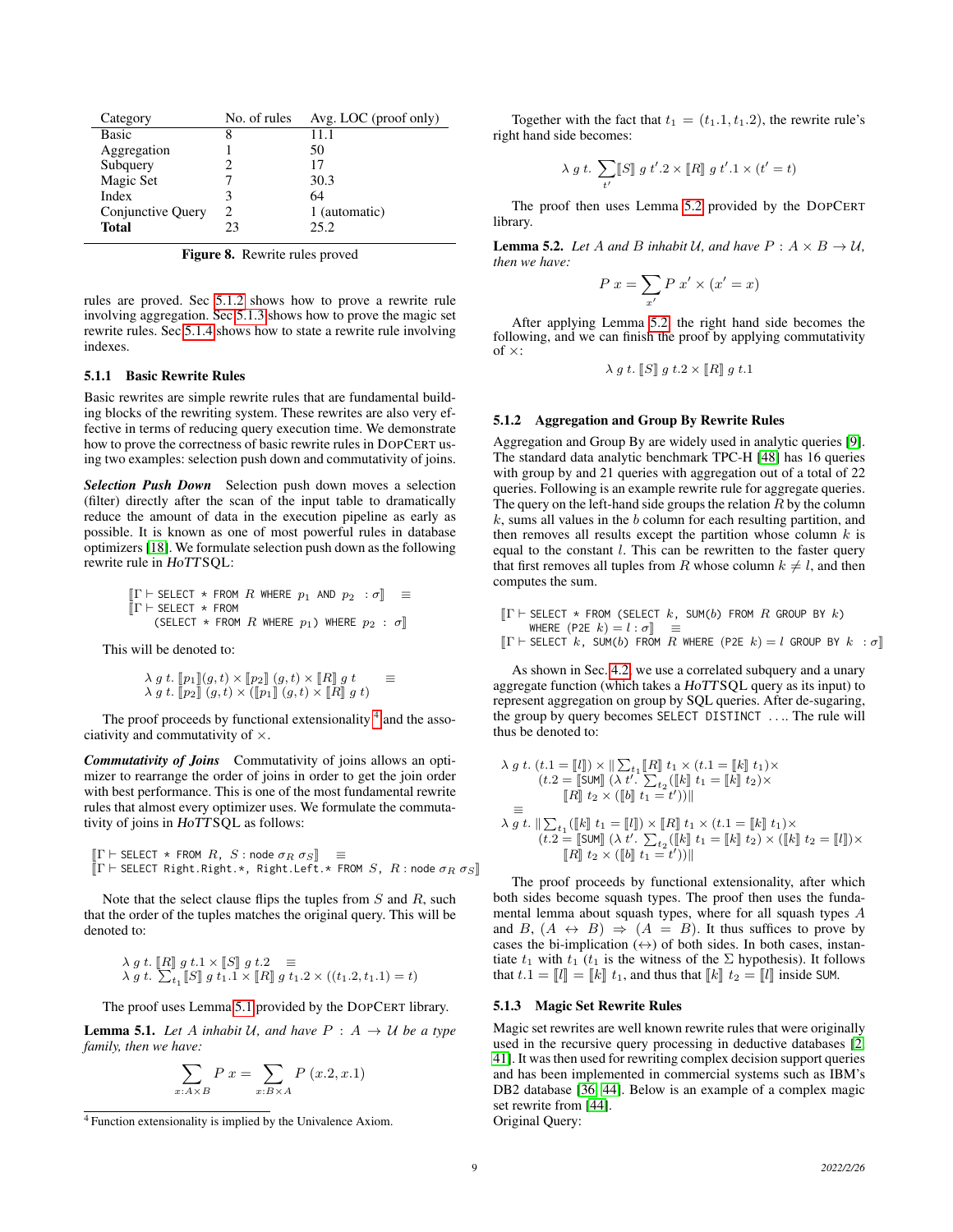| Category | No. of rules | Avg. LOC (proof only) |
|---|---|---|
| Basic | 8 | 11.1 |
| Aggregation | 1 | 50 |
| Subquery | 2 | 17 |
| Magic Set | 7 | 30.3 |
| Index | 3 | 64 |
| Conjunctive Query | 2 | 1 (automatic) |
| **Total** | 23 | 25.2 |

**Figure 8.** Rewrite rules proved

rules are proved. Sec 5.1.2 shows how to prove a rewrite rule involving aggregation. Sec 5.1.3 shows how to prove the magic set rewrite rules. Sec 5.1.4 shows how to state a rewrite rule involving indexes.

### 5.1.1 Basic Rewrite Rules

Basic rewrites are simple rewrite rules that are fundamental building blocks of the rewriting system. These rewrites are also very effective in terms of reducing query execution time. We demonstrate how to prove the correctness of basic rewrite rules in DOPCERT using two examples: selection push down and commutativity of joins.

***Selection Push Down*** Selection push down moves a selection (filter) directly after the scan of the input table to dramatically reduce the amount of data in the execution pipeline as early as possible. It is known as one of most powerful rules in database optimizers [18]. We formulate selection push down as the following rewrite rule in *HoTT*SQL:

$$\llbracket \Gamma \vdash \texttt{SELECT * FROM } R \texttt{ WHERE } p_1 \texttt{ AND } p_2 \ : \sigma \rrbracket \quad \equiv$$
$$\llbracket \Gamma \vdash \texttt{SELECT * FROM } (\texttt{SELECT * FROM } R \texttt{ WHERE } p_1) \texttt{ WHERE } p_2 \ : \ \sigma \rrbracket$$

This will be denoted to:

$$\lambda\ g\ t.\ \llbracket p_1 \rrbracket (g, t) \times \llbracket p_2 \rrbracket\ (g, t) \times \llbracket R \rrbracket\ g\ t \qquad \equiv$$
$$\lambda\ g\ t.\ \llbracket p_2 \rrbracket\ (g, t) \times (\llbracket p_1 \rrbracket\ (g, t) \times \llbracket R \rrbracket\ g\ t)$$

The proof proceeds by functional extensionality [4] and the associativity and commutativity of $\times$.

***Commutativity of Joins*** Commutativity of joins allows an optimizer to rearrange the order of joins in order to get the join order with best performance. This is one of the most fundamental rewrite rules that almost every optimizer uses. We formulate the commutativity of joins in *HoTT*SQL as follows:

$$\llbracket \Gamma \vdash \texttt{SELECT * FROM } R,\ S : \texttt{node}\ \sigma_R\ \sigma_S \rrbracket \quad \equiv$$
$$\llbracket \Gamma \vdash \texttt{SELECT Right.Right.*, Right.Left.* FROM } S,\ R : \texttt{node}\ \sigma_R\ \sigma_S \rrbracket$$

Note that the select clause flips the tuples from $S$ and $R$, such that the order of the tuples matches the original query. This will be denoted to:

$$\lambda\ g\ t.\ \llbracket R \rrbracket\ g\ t.1 \times \llbracket S \rrbracket\ g\ t.2 \quad \equiv$$
$$\lambda\ g\ t.\ \textstyle\sum_{t_1} \llbracket S \rrbracket\ g\ t_1.1 \times \llbracket R \rrbracket\ g\ t_1.2 \times ((t_1.2, t_1.1) = t)$$

The proof uses Lemma 5.1 provided by the DOPCERT library.

**Lemma 5.1.** *Let $A$ inhabit $\mathcal{U}$, and have $P : A \to \mathcal{U}$ be a type family, then we have:*

$$\sum_{x:A \times B} P\ x = \sum_{x:B \times A} P\ (x.2, x.1)$$

[4] Function extensionality is implied by the Univalence Axiom.

Together with the fact that $t_1 = (t_1.1, t_1.2)$, the rewrite rule's right hand side becomes:

$$\lambda\ g\ t.\ \sum_{t'} \llbracket S \rrbracket\ g\ t'.2 \times \llbracket R \rrbracket\ g\ t'.1 \times (t' = t)$$

The proof then uses Lemma 5.2 provided by the DOPCERT library.

**Lemma 5.2.** *Let $A$ and $B$ inhabit $\mathcal{U}$, and have $P : A \times B \to \mathcal{U}$, then we have:*

$$P\ x = \sum_{x'} P\ x' \times (x' = x)$$

After applying Lemma 5.2, the right hand side becomes the following, and we can finish the proof by applying commutativity of $\times$:

$$\lambda\ g\ t.\ \llbracket S \rrbracket\ g\ t.2 \times \llbracket R \rrbracket\ g\ t.1$$

### 5.1.2 Aggregation and Group By Rewrite Rules

Aggregation and Group By are widely used in analytic queries [9]. The standard data analytic benchmark TPC-H [48] has 16 queries with group by and 21 queries with aggregation out of a total of 22 queries. Following is an example rewrite rule for aggregate queries. The query on the left-hand side groups the relation $R$ by the column $k$, sums all values in the $b$ column for each resulting partition, and then removes all results except the partition whose column $k$ is equal to the constant $l$. This can be rewritten to the faster query that first removes all tuples from $R$ whose column $k \neq l$, and then computes the sum.

$$\llbracket \Gamma \vdash \texttt{SELECT * FROM (SELECT } k\texttt{, SUM(}b\texttt{) FROM } R \texttt{ GROUP BY } k\texttt{)}$$
$$\texttt{WHERE (P2E } k\texttt{)} = l : \sigma \rrbracket \quad \equiv$$
$$\llbracket \Gamma \vdash \texttt{SELECT } k\texttt{, SUM(}b\texttt{) FROM } R \texttt{ WHERE (P2E } k\texttt{)} = l \texttt{ GROUP BY } k \ : \sigma \rrbracket$$

As shown in Sec. 4.2, we use a correlated subquery and a unary aggregate function (which takes a *HoTT*SQL query as its input) to represent aggregation on group by SQL queries. After de-sugaring, the group by query becomes `SELECT DISTINCT ...`. The rule will thus be denoted to:

$$\lambda\ g\ t.\ (t.1 = \llbracket l \rrbracket) \times \| \textstyle\sum_{t_1} \llbracket R \rrbracket\ t_1 \times (t.1 = \llbracket k \rrbracket\ t_1) \times$$
$$(t.2 = \llbracket \texttt{SUM} \rrbracket\ (\lambda\ t'.\ \textstyle\sum_{t_2} (\llbracket k \rrbracket\ t_1 = \llbracket k \rrbracket\ t_2) \times$$
$$\llbracket R \rrbracket\ t_2 \times (\llbracket b \rrbracket\ t_1 = t'))\|$$
$$\equiv$$
$$\lambda\ g\ t.\ \| \textstyle\sum_{t_1} (\llbracket k \rrbracket\ t_1 = \llbracket l \rrbracket) \times \llbracket R \rrbracket\ t_1 \times (t.1 = \llbracket k \rrbracket\ t_1) \times$$
$$(t.2 = \llbracket \texttt{SUM} \rrbracket\ (\lambda\ t'.\ \textstyle\sum_{t_2} (\llbracket k \rrbracket\ t_1 = \llbracket k \rrbracket\ t_2) \times (\llbracket k \rrbracket\ t_2 = \llbracket l \rrbracket) \times$$
$$\llbracket R \rrbracket\ t_2 \times (\llbracket b \rrbracket\ t_1 = t'))\|$$

The proof proceeds by functional extensionality, after which both sides become squash types. The proof then uses the fundamental lemma about squash types, where for all squash types $A$ and $B$, $(A \leftrightarrow B) \Rightarrow (A = B)$. It thus suffices to prove by cases the bi-implication ($\leftrightarrow$) of both sides. In both cases, instantiate $t_1$ with $t_1$ ($t_1$ is the witness of the $\Sigma$ hypothesis). It follows that $t.1 = \llbracket l \rrbracket = \llbracket k \rrbracket\ t_1$, and thus that $\llbracket k \rrbracket\ t_2 = \llbracket l \rrbracket$ inside SUM.

### 5.1.3 Magic Set Rewrite Rules

Magic set rewrites are well known rewrite rules that were originally used in the recursive query processing in deductive databases [2, 41]. It was then used for rewriting complex decision support queries and has been implemented in commercial systems such as IBM's DB2 database [36, 44]. Below is an example of a complex magic set rewrite from [44].
Original Query: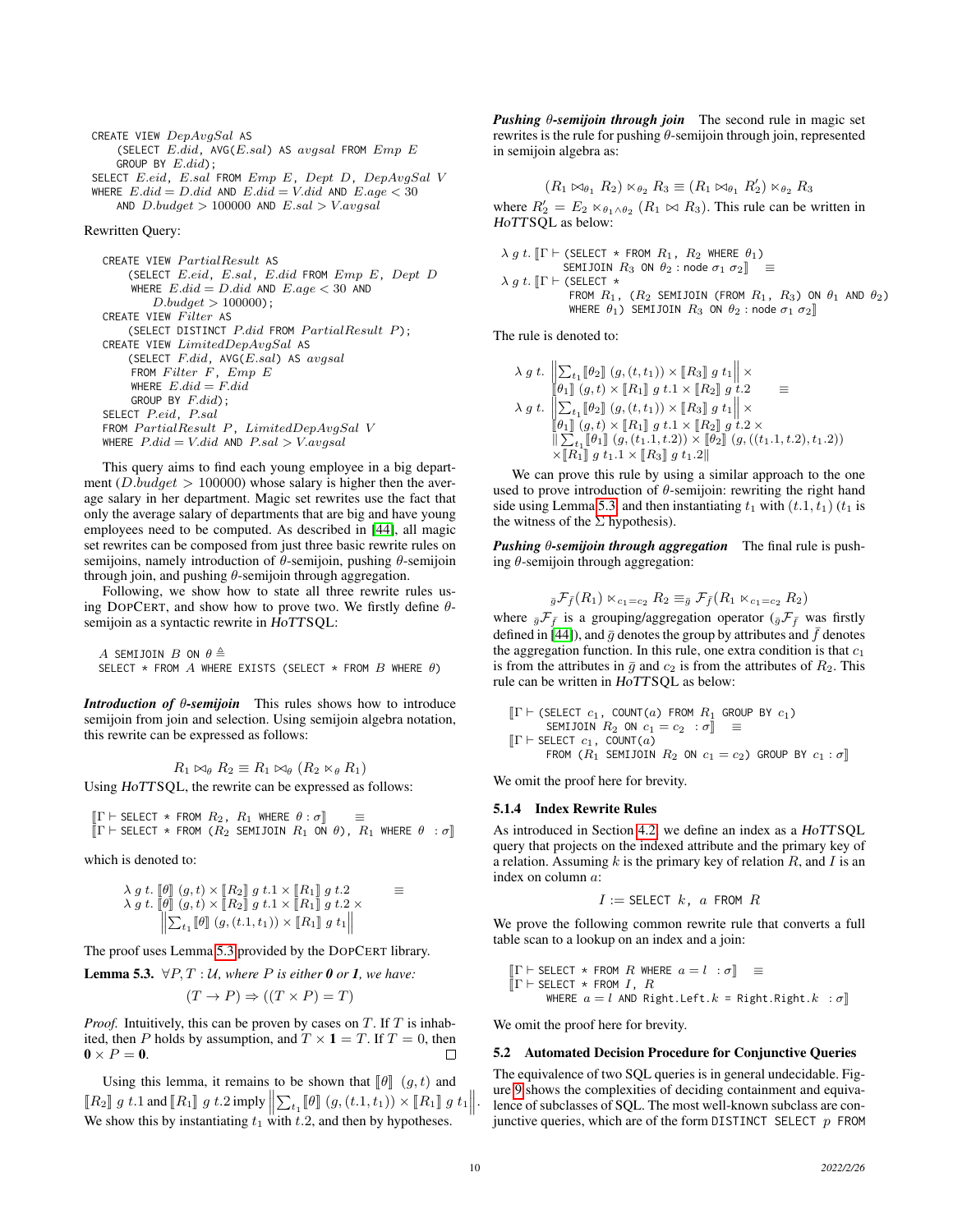```
CREATE VIEW DepAvgSal AS
    (SELECT E.did, AVG(E.sal) AS avgsal FROM Emp E
    GROUP BY E.did);
SELECT E.eid, E.sal FROM Emp E, Dept D, DepAvgSal V
WHERE E.did = D.did AND E.did = V.did AND E.age < 30
    AND D.budget > 100000 AND E.sal > V.avgsal
```

Rewritten Query:

```
CREATE VIEW PartialResult AS
    (SELECT E.eid, E.sal, E.did FROM Emp E, Dept D
     WHERE E.did = D.did AND E.age < 30 AND
         D.budget > 100000);
CREATE VIEW Filter AS
    (SELECT DISTINCT P.did FROM PartialResult P);
CREATE VIEW LimitedDepAvgSal AS
    (SELECT F.did, AVG(E.sal) AS avgsal
     FROM Filter F, Emp E
     WHERE E.did = F.did
     GROUP BY F.did);
SELECT P.eid, P.sal
FROM PartialResult P, LimitedDepAvgSal V
WHERE P.did = V.did AND P.sal > V.avgsal
```

This query aims to find each young employee in a big department ($D.budget > 100000$) whose salary is higher then the average salary in her department. Magic set rewrites use the fact that only the average salary of departments that are big and have young employees need to be computed. As described in [44], all magic set rewrites can be composed from just three basic rewrite rules on semijoins, namely introduction of $\theta$-semijoin, pushing $\theta$-semijoin through join, and pushing $\theta$-semijoin through aggregation.

Following, we show how to state all three rewrite rules using DOPCERT, and show how to prove two. We firstly define $\theta$-semijoin as a syntactic rewrite in *HoTTSQL*:

```
A SEMIJOIN B ON θ ≜
SELECT * FROM A WHERE EXISTS (SELECT * FROM B WHERE θ)
```

***Introduction of $\theta$-semijoin*** This rules shows how to introduce semijoin from join and selection. Using semijoin algebra notation, this rewrite can be expressed as follows:

$$R_1 \bowtie_\theta R_2 \equiv R_1 \bowtie_\theta (R_2 \ltimes_\theta R_1)$$

Using *HoTTSQL*, the rewrite can be expressed as follows:

```
⟦Γ ⊢ SELECT * FROM R2, R1 WHERE θ : σ⟧      ≡
⟦Γ ⊢ SELECT * FROM (R2 SEMIJOIN R1 ON θ), R1 WHERE θ  : σ⟧
```

which is denoted to:

$$\begin{aligned}&\lambda\ g\ t.\ [\![\theta]\!]\ (g,t) \times [\![R_2]\!]\ g\ t.1 \times [\![R_1]\!]\ g\ t.2 \qquad \equiv \\ &\lambda\ g\ t.\ [\![\theta]\!]\ (g,t) \times [\![R_2]\!]\ g\ t.1 \times [\![R_1]\!]\ g\ t.2 \times \\ &\qquad \left\| \textstyle\sum_{t_1} [\![\theta]\!]\ (g,(t.1,t_1)) \times [\![R_1]\!]\ g\ t_1 \right\|\end{aligned}$$

The proof uses Lemma 5.3 provided by the DOPCERT library.

**Lemma 5.3.** *$\forall P, T : \mathcal{U}$, where $P$ is either $\mathbf{0}$ or $\mathbf{1}$, we have:*

$$(T \to P) \Rightarrow ((T \times P) = T)$$

*Proof.* Intuitively, this can be proven by cases on $T$. If $T$ is inhabited, then $P$ holds by assumption, and $T \times \mathbf{1} = T$. If $T = 0$, then $\mathbf{0} \times P = \mathbf{0}$. □

Using this lemma, it remains to be shown that $[\![\theta]\!]\ (g,t)$ and $[\![R_2]\!]\ g\ t.1$ and $[\![R_1]\!]\ g\ t.2$ imply $\left\| \sum_{t_1} [\![\theta]\!]\ (g,(t.1,t_1)) \times [\![R_1]\!]\ g\ t_1 \right\|$. We show this by instantiating $t_1$ with $t.2$, and then by hypotheses.

***Pushing $\theta$-semijoin through join*** The second rule in magic set rewrites is the rule for pushing $\theta$-semijoin through join, represented in semijoin algebra as:

$$(R_1 \bowtie_{\theta_1} R_2) \ltimes_{\theta_2} R_3 \equiv (R_1 \bowtie_{\theta_1} R_2') \ltimes_{\theta_2} R_3$$

where $R_2' = E_2 \ltimes_{\theta_1 \wedge \theta_2} (R_1 \bowtie R_3)$. This rule can be written in *HoTTSQL* as below:

```
λ g t. ⟦Γ ⊢ (SELECT * FROM R1, R2 WHERE θ1)
         SEMIJOIN R3 ON θ2 : node σ1 σ2⟧   ≡
λ g t. ⟦Γ ⊢ (SELECT *
          FROM R1, (R2 SEMIJOIN (FROM R1, R3) ON θ1 AND θ2)
          WHERE θ1) SEMIJOIN R3 ON θ2 : node σ1 σ2⟧
```

The rule is denoted to:

$$\begin{aligned}&\lambda\ g\ t.\ \left\| \textstyle\sum_{t_1} [\![\theta_2]\!]\ (g,(t,t_1)) \times [\![R_3]\!]\ g\ t_1 \right\| \times \\ &\quad [\![\theta_1]\!]\ (g,t) \times [\![R_1]\!]\ g\ t.1 \times [\![R_2]\!]\ g\ t.2 \qquad \equiv \\ &\lambda\ g\ t.\ \left\| \textstyle\sum_{t_1} [\![\theta_2]\!]\ (g,(t,t_1)) \times [\![R_3]\!]\ g\ t_1 \right\| \times \\ &\quad [\![\theta_1]\!]\ (g,t) \times [\![R_1]\!]\ g\ t.1 \times [\![R_2]\!]\ g\ t.2 \times \\ &\quad \| \textstyle\sum_{t_1} [\![\theta_1]\!]\ (g,(t_1.1,t.2)) \times [\![\theta_2]\!]\ (g,((t_1.1,t.2),t_1.2)) \\ &\quad \times [\![R_1]\!]\ g\ t_1.1 \times [\![R_3]\!]\ g\ t_1.2 \|\end{aligned}$$

We can prove this rule by using a similar approach to the one used to prove introduction of $\theta$-semijoin: rewriting the right hand side using Lemma 5.3, and then instantiating $t_1$ with $(t.1, t_1)$ ($t_1$ is the witness of the $\Sigma$ hypothesis).

***Pushing $\theta$-semijoin through aggregation*** The final rule is pushing $\theta$-semijoin through aggregation:

$$_{\bar{g}}\mathcal{F}_{\bar{f}}(R_1) \ltimes_{c_1=c_2} R_2 \equiv_{\bar{g}} \mathcal{F}_{\bar{f}}(R_1 \ltimes_{c_1=c_2} R_2)$$

where $_{\bar{g}}\mathcal{F}_{\bar{f}}$ is a grouping/aggregation operator ($_{\bar{g}}\mathcal{F}_{\bar{f}}$ was firstly defined in [44]), and $\bar{g}$ denotes the group by attributes and $\bar{f}$ denotes the aggregation function. In this rule, one extra condition is that $c_1$ is from the attributes in $\bar{g}$ and $c_2$ is from the attributes of $R_2$. This rule can be written in *HoTTSQL* as below:

```
⟦Γ ⊢ (SELECT c1, COUNT(a) FROM R1 GROUP BY c1)
      SEMIJOIN R2 ON c1 = c2  : σ⟧   ≡
⟦Γ ⊢ SELECT c1, COUNT(a)
      FROM (R1 SEMIJOIN R2 ON c1 = c2) GROUP BY c1 : σ⟧
```

We omit the proof here for brevity.

#### 5.1.4 Index Rewrite Rules

As introduced in Section 4.2, we define an index as a *HoTTSQL* query that projects on the indexed attribute and the primary key of a relation. Assuming $k$ is the primary key of relation $R$, and $I$ is an index on column $a$:

$$I := \texttt{SELECT}\ k,\ a\ \texttt{FROM}\ R$$

We prove the following common rewrite rule that converts a full table scan to a lookup on an index and a join:

```
⟦Γ ⊢ SELECT * FROM R WHERE a = l  : σ⟧   ≡
⟦Γ ⊢ SELECT * FROM I, R
      WHERE a = l AND Right.Left.k = Right.Right.k  : σ⟧
```

We omit the proof here for brevity.

### 5.2 Automated Decision Procedure for Conjunctive Queries

The equivalence of two SQL queries is in general undecidable. Figure 9 shows the complexities of deciding containment and equivalence of subclasses of SQL. The most well-known subclass are conjunctive queries, which are of the form `DISTINCT SELECT p FROM`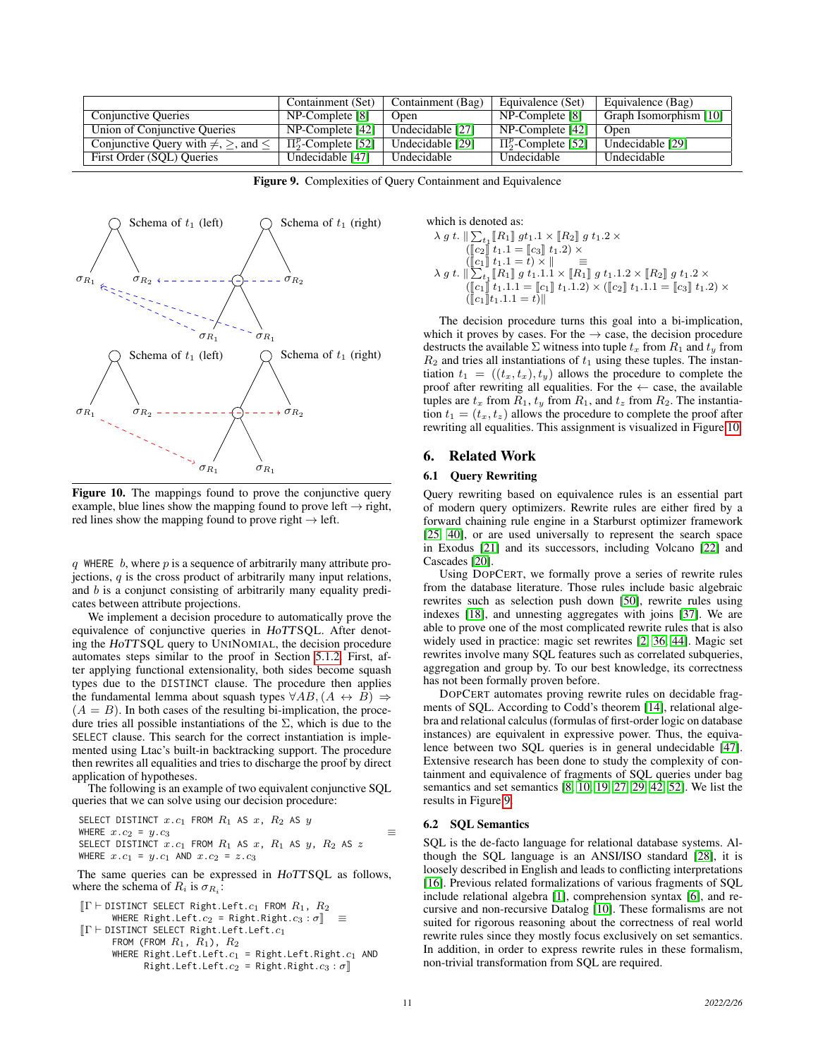| | Containment (Set) | Containment (Bag) | Equivalence (Set) | Equivalence (Bag) |
|---|---|---|---|---|
| Conjunctive Queries | NP-Complete [8] | Open | NP-Complete [8] | Graph Isomorphism [10] |
| Union of Conjunctive Queries | NP-Complete [42] | Undecidable [27] | NP-Complete [42] | Open |
| Conjunctive Query with $\neq, \geq$, and $\leq$ | $\Pi_2^p$-Complete [52] | Undecidable [29] | $\Pi_2^p$-Complete [52] | Undecidable [29] |
| First Order (SQL) Queries | Undecidable [47] | Undecidable | Undecidable | Undecidable |

**Figure 9.** Complexities of Query Containment and Equivalence

**Figure 10.** The mappings found to prove the conjunctive query example, blue lines show the mapping found to prove left $\rightarrow$ right, red lines show the mapping found to prove right $\rightarrow$ left.

$q$ `WHERE` $b$, where $p$ is a sequence of arbitrarily many attribute projections, $q$ is the cross product of arbitrarily many input relations, and $b$ is a conjunct consisting of arbitrarily many equality predicates between attribute projections.

We implement a decision procedure to automatically prove the equivalence of conjunctive queries in *HoTTSQL*. After denoting the *HoTTSQL* query to UNINOMIAL, the decision procedure automates steps similar to the proof in Section 5.1.2. First, after applying functional extensionality, both sides become squash types due to the DISTINCT clause. The procedure then applies the fundamental lemma about squash types $\forall AB, (A \leftrightarrow B) \Rightarrow (A = B)$. In both cases of the resulting bi-implication, the procedure tries all possible instantiations of the $\Sigma$, which is due to the SELECT clause. This search for the correct instantiation is implemented using Ltac's built-in backtracking support. The procedure then rewrites all equalities and tries to discharge the proof by direct application of hypotheses.

The following is an example of two equivalent conjunctive SQL queries that we can solve using our decision procedure:

```
SELECT DISTINCT x.c1 FROM R1 AS x, R2 AS y
WHERE x.c2 = y.c3                                          ≡
SELECT DISTINCT x.c1 FROM R1 AS x, R1 AS y, R2 AS z
WHERE x.c1 = y.c1 AND x.c2 = z.c3
```

The same queries can be expressed in *HoTTSQL* as follows, where the schema of $R_i$ is $\sigma_{R_i}$:

```
⟦Γ ⊢ DISTINCT SELECT Right.Left.c1 FROM R1, R2
     WHERE Right.Left.c2 = Right.Right.c3 : σ⟧   ≡
⟦Γ ⊢ DISTINCT SELECT Right.Left.Left.c1
     FROM (FROM R1, R1), R2
     WHERE Right.Left.Left.c1 = Right.Left.Right.c1 AND
           Right.Left.Left.c2 = Right.Right.c3 : σ⟧
```

which is denoted as:

$$
\begin{aligned}
&\lambda\, g\, t.\ \|\textstyle\sum_{t_1} [\![R_1]\!]\ g t_1.1 \times [\![R_2]\!]\ g\ t_1.2 \times \\
&\quad ([\![c_2]\!]\ t_1.1 = [\![c_3]\!]\ t_1.2) \times \\
&\quad ([\![c_1]\!]\ t_1.1 = t) \times \| \qquad \equiv \\
&\lambda\, g\, t.\ \|\textstyle\sum_{t_1} [\![R_1]\!]\ g\ t_1.1.1 \times [\![R_1]\!]\ g\ t_1.1.2 \times [\![R_2]\!]\ g\ t_1.2 \times \\
&\quad ([\![c_1]\!]\ t_1.1.1 = [\![c_1]\!]\ t_1.1.2) \times ([\![c_2]\!]\ t_1.1.1 = [\![c_3]\!]\ t_1.2) \times \\
&\quad ([\![c_1]\!] t_1.1.1 = t)\|
\end{aligned}
$$

The decision procedure turns this goal into a bi-implication, which it proves by cases. For the $\rightarrow$ case, the decision procedure destructs the available $\Sigma$ witness into tuple $t_x$ from $R_1$ and $t_y$ from $R_2$ and tries all instantiations of $t_1$ using these tuples. The instantiation $t_1 = ((t_x, t_x), t_y)$ allows the procedure to complete the proof after rewriting all equalities. For the $\leftarrow$ case, the available tuples are $t_x$ from $R_1$, $t_y$ from $R_1$, and $t_z$ from $R_2$. The instantiation $t_1 = (t_x, t_z)$ allows the procedure to complete the proof after rewriting all equalities. This assignment is visualized in Figure 10.

## 6. Related Work

### 6.1 Query Rewriting

Query rewriting based on equivalence rules is an essential part of modern query optimizers. Rewrite rules are either fired by a forward chaining rule engine in a Starburst optimizer framework [25, 40], or are used universally to represent the search space in Exodus [21] and its successors, including Volcano [22] and Cascades [20].

Using DOPCERT, we formally prove a series of rewrite rules from the database literature. Those rules include basic algebraic rewrites such as selection push down [50], rewrite rules using indexes [18], and unnesting aggregates with joins [37]. We are able to prove one of the most complicated rewrite rules that is also widely used in practice: magic set rewrites [2, 36, 44]. Magic set rewrites involve many SQL features such as correlated subqueries, aggregation and group by. To our best knowledge, its correctness has not been formally proven before.

DOPCERT automates proving rewrite rules on decidable fragments of SQL. According to Codd's theorem [14], relational algebra and relational calculus (formulas of first-order logic on database instances) are equivalent in expressive power. Thus, the equivalence between two SQL queries is in general undecidable [47]. Extensive research has been done to study the complexity of containment and equivalence of fragments of SQL queries under bag semantics and set semantics [8, 10, 19, 27, 29, 42, 52]. We list the results in Figure 9.

### 6.2 SQL Semantics

SQL is the de-facto language for relational database systems. Although the SQL language is an ANSI/ISO standard [28], it is loosely described in English and leads to conflicting interpretations [16]. Previous related formalizations of various fragments of SQL include relational algebra [1], comprehension syntax [6], and recursive and non-recursive Datalog [10]. These formalisms are not suited for rigorous reasoning about the correctness of real world rewrite rules since they mostly focus exclusively on set semantics. In addition, in order to express rewrite rules in these formalism, non-trivial transformation from SQL are required.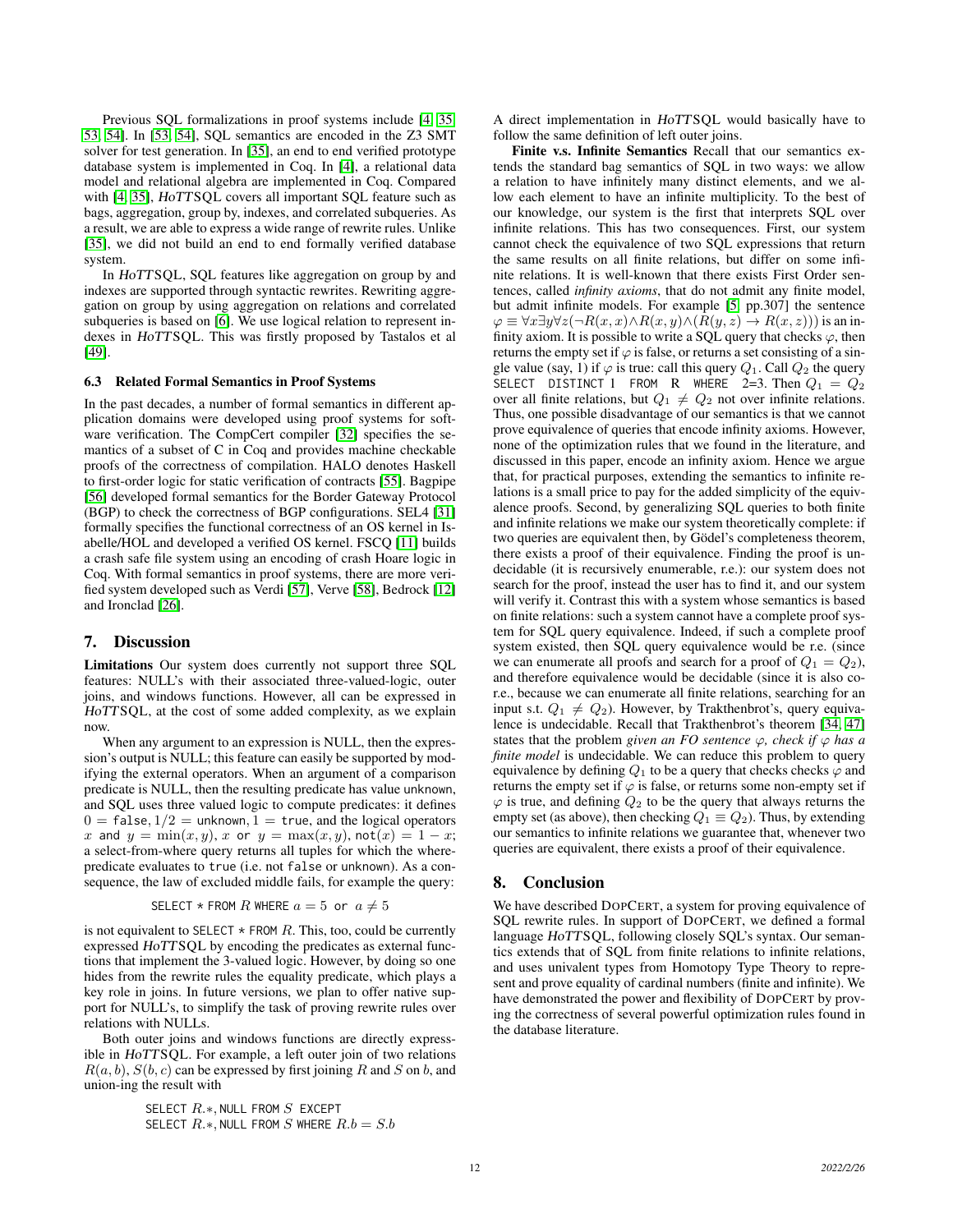Previous SQL formalizations in proof systems include [4, 35, 53, 54]. In [53, 54], SQL semantics are encoded in the Z3 SMT solver for test generation. In [35], an end to end verified prototype database system is implemented in Coq. In [4], a relational data model and relational algebra are implemented in Coq. Compared with [4, 35], *HoTT*SQL covers all important SQL feature such as bags, aggregation, group by, indexes, and correlated subqueries. As a result, we are able to express a wide range of rewrite rules. Unlike [35], we did not build an end to end formally verified database system.

In *HoTT*SQL, SQL features like aggregation on group by and indexes are supported through syntactic rewrites. Rewriting aggregation on group by using aggregation on relations and correlated subqueries is based on [6]. We use logical relation to represent indexes in *HoTT*SQL. This was firstly proposed by Tastalos et al [49].

### 6.3 Related Formal Semantics in Proof Systems

In the past decades, a number of formal semantics in different application domains were developed using proof systems for software verification. The CompCert compiler [32] specifies the semantics of a subset of C in Coq and provides machine checkable proofs of the correctness of compilation. HALO denotes Haskell to first-order logic for static verification of contracts [55]. Bagpipe [56] developed formal semantics for the Border Gateway Protocol (BGP) to check the correctness of BGP configurations. SEL4 [31] formally specifies the functional correctness of an OS kernel in Isabelle/HOL and developed a verified OS kernel. FSCQ [11] builds a crash safe file system using an encoding of crash Hoare logic in Coq. With formal semantics in proof systems, there are more verified system developed such as Verdi [57], Verve [58], Bedrock [12] and Ironclad [26].

## 7. Discussion

**Limitations** Our system does currently not support three SQL features: NULL's with their associated three-valued-logic, outer joins, and windows functions. However, all can be expressed in *HoTT*SQL, at the cost of some added complexity, as we explain now.

When any argument to an expression is NULL, then the expression's output is NULL; this feature can easily be supported by modifying the external operators. When an argument of a comparison predicate is NULL, then the resulting predicate has value unknown, and SQL uses three valued logic to compute predicates: it defines $0 = \texttt{false}, 1/2 = \texttt{unknown}, 1 = \texttt{true}$, and the logical operators $x$ and $y = \min(x, y)$, $x$ or $y = \max(x, y)$, $\texttt{not}(x) = 1 - x$; a select-from-where query returns all tuples for which the where-predicate evaluates to true (i.e. not false or unknown). As a consequence, the law of excluded middle fails, for example the query:

SELECT * FROM $R$ WHERE $a = 5$ or $a \neq 5$

is not equivalent to SELECT * FROM $R$. This, too, could be currently expressed *HoTT*SQL by encoding the predicates as external functions that implement the 3-valued logic. However, by doing so one hides from the rewrite rules the equality predicate, which plays a key role in joins. In future versions, we plan to offer native support for NULL's, to simplify the task of proving rewrite rules over relations with NULLs.

Both outer joins and windows functions are directly expressible in *HoTT*SQL. For example, a left outer join of two relations $R(a, b)$, $S(b, c)$ can be expressed by first joining $R$ and $S$ on $b$, and union-ing the result with

SELECT $R.*$, NULL FROM $S$ EXCEPT
SELECT $R.*$, NULL FROM $S$ WHERE $R.b = S.b$

A direct implementation in *HoTT*SQL would basically have to follow the same definition of left outer joins.

**Finite v.s. Infinite Semantics** Recall that our semantics extends the standard bag semantics of SQL in two ways: we allow a relation to have infinitely many distinct elements, and we allow each element to have an infinite multiplicity. To the best of our knowledge, our system is the first that interprets SQL over infinite relations. This has two consequences. First, our system cannot check the equivalence of two SQL expressions that return the same results on all finite relations, but differ on some infinite relations. It is well-known that there exists First Order sentences, called *infinity axioms*, that do not admit any finite model, but admit infinite models. For example [5, pp.307] the sentence $\varphi \equiv \forall x \exists y \forall z(\neg R(x, x) \wedge R(x, y) \wedge (R(y, z) \rightarrow R(x, z)))$ is an infinity axiom. It is possible to write a SQL query that checks $\varphi$, then returns the empty set if $\varphi$ is false, or returns a set consisting of a single value (say, 1) if $\varphi$ is true: call this query $Q_1$. Call $Q_2$ the query SELECT DISTINCT 1 FROM R WHERE 2=3. Then $Q_1 = Q_2$ over all finite relations, but $Q_1 \neq Q_2$ not over infinite relations. Thus, one possible disadvantage of our semantics is that we cannot prove equivalence of queries that encode infinity axioms. However, none of the optimization rules that we found in the literature, and discussed in this paper, encode an infinity axiom. Hence we argue that, for practical purposes, extending the semantics to infinite relations is a small price to pay for the added simplicity of the equivalence proofs. Second, by generalizing SQL queries to both finite and infinite relations we make our system theoretically complete: if two queries are equivalent then, by Gödel's completeness theorem, there exists a proof of their equivalence. Finding the proof is undecidable (it is recursively enumerable, r.e.): our system does not search for the proof, instead the user has to find it, and our system will verify it. Contrast this with a system whose semantics is based on finite relations: such a system cannot have a complete proof system for SQL query equivalence. Indeed, if such a complete proof system existed, then SQL query equivalence would be r.e. (since we can enumerate all proofs and search for a proof of $Q_1 = Q_2$), and therefore equivalence would be decidable (since it is also co-r.e., because we can enumerate all finite relations, searching for an input s.t. $Q_1 \neq Q_2$). However, by Trakthenbrot's, query equivalence is undecidable. Recall that Trakthenbrot's theorem [34, 47] states that the problem *given an FO sentence $\varphi$, check if $\varphi$ has a finite model* is undecidable. We can reduce this problem to query equivalence by defining $Q_1$ to be a query that checks checks $\varphi$ and returns the empty set if $\varphi$ is false, or returns some non-empty set if $\varphi$ is true, and defining $Q_2$ to be the query that always returns the empty set (as above), then checking $Q_1 \equiv Q_2$). Thus, by extending our semantics to infinite relations we guarantee that, whenever two queries are equivalent, there exists a proof of their equivalence.

## 8. Conclusion

We have described DOPCERT, a system for proving equivalence of SQL rewrite rules. In support of DOPCERT, we defined a formal language *HoTT*SQL, following closely SQL's syntax. Our semantics extends that of SQL from finite relations to infinite relations, and uses univalent types from Homotopy Type Theory to represent and prove equality of cardinal numbers (finite and infinite). We have demonstrated the power and flexibility of DOPCERT by proving the correctness of several powerful optimization rules found in the database literature.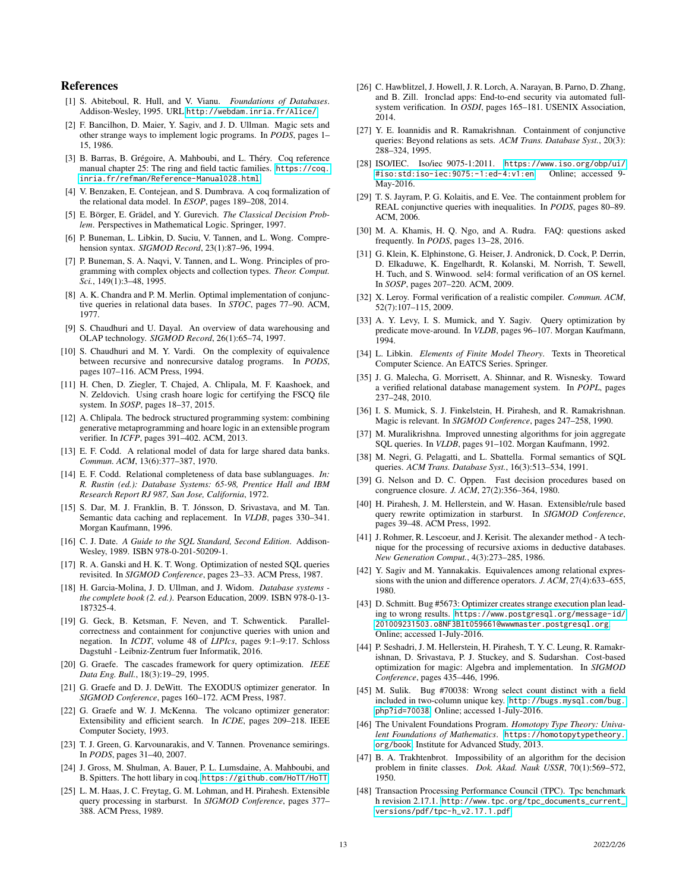# References

[1] S. Abiteboul, R. Hull, and V. Vianu. *Foundations of Databases*. Addison-Wesley, 1995. URL http://webdam.inria.fr/Alice/.

[2] F. Bancilhon, D. Maier, Y. Sagiv, and J. D. Ullman. Magic sets and other strange ways to implement logic programs. In *PODS*, pages 1–15, 1986.

[3] B. Barras, B. Grégoire, A. Mahboubi, and L. Théry. Coq reference manual chapter 25: The ring and field tactic families. https://coq.inria.fr/refman/Reference-Manual028.html.

[4] V. Benzaken, E. Contejean, and S. Dumbrava. A coq formalization of the relational data model. In *ESOP*, pages 189–208, 2014.

[5] E. Börger, E. Grädel, and Y. Gurevich. *The Classical Decision Problem*. Perspectives in Mathematical Logic. Springer, 1997.

[6] P. Buneman, L. Libkin, D. Suciu, V. Tannen, and L. Wong. Comprehension syntax. *SIGMOD Record*, 23(1):87–96, 1994.

[7] P. Buneman, S. A. Naqvi, V. Tannen, and L. Wong. Principles of programming with complex objects and collection types. *Theor. Comput. Sci.*, 149(1):3–48, 1995.

[8] A. K. Chandra and P. M. Merlin. Optimal implementation of conjunctive queries in relational data bases. In *STOC*, pages 77–90. ACM, 1977.

[9] S. Chaudhuri and U. Dayal. An overview of data warehousing and OLAP technology. *SIGMOD Record*, 26(1):65–74, 1997.

[10] S. Chaudhuri and M. Y. Vardi. On the complexity of equivalence between recursive and nonrecursive datalog programs. In *PODS*, pages 107–116. ACM Press, 1994.

[11] H. Chen, D. Ziegler, T. Chajed, A. Chlipala, M. F. Kaashoek, and N. Zeldovich. Using crash hoare logic for certifying the FSCQ file system. In *SOSP*, pages 18–37, 2015.

[12] A. Chlipala. The bedrock structured programming system: combining generative metaprogramming and hoare logic in an extensible program verifier. In *ICFP*, pages 391–402. ACM, 2013.

[13] E. F. Codd. A relational model of data for large shared data banks. *Commun. ACM*, 13(6):377–387, 1970.

[14] E. F. Codd. Relational completeness of data base sublanguages. *In: R. Rustin (ed.): Database Systems: 65-98, Prentice Hall and IBM Research Report RJ 987, San Jose, California*, 1972.

[15] S. Dar, M. J. Franklin, B. T. Jónsson, D. Srivastava, and M. Tan. Semantic data caching and replacement. In *VLDB*, pages 330–341. Morgan Kaufmann, 1996.

[16] C. J. Date. *A Guide to the SQL Standard, Second Edition*. Addison-Wesley, 1989. ISBN 978-0-201-50209-1.

[17] R. A. Ganski and H. K. T. Wong. Optimization of nested SQL queries revisited. In *SIGMOD Conference*, pages 23–33. ACM Press, 1987.

[18] H. Garcia-Molina, J. D. Ullman, and J. Widom. *Database systems - the complete book (2. ed.)*. Pearson Education, 2009. ISBN 978-0-13-187325-4.

[19] G. Geck, B. Ketsman, F. Neven, and T. Schwentick. Parallel-correctness and containment for conjunctive queries with union and negation. In *ICDT*, volume 48 of *LIPIcs*, pages 9:1–9:17. Schloss Dagstuhl - Leibniz-Zentrum fuer Informatik, 2016.

[20] G. Graefe. The cascades framework for query optimization. *IEEE Data Eng. Bull.*, 18(3):19–29, 1995.

[21] G. Graefe and D. J. DeWitt. The EXODUS optimizer generator. In *SIGMOD Conference*, pages 160–172. ACM Press, 1987.

[22] G. Graefe and W. J. McKenna. The volcano optimizer generator: Extensibility and efficient search. In *ICDE*, pages 209–218. IEEE Computer Society, 1993.

[23] T. J. Green, G. Karvounarakis, and V. Tannen. Provenance semirings. In *PODS*, pages 31–40, 2007.

[24] J. Gross, M. Shulman, A. Bauer, P. L. Lumsdaine, A. Mahboubi, and B. Spitters. The hott libary in coq. https://github.com/HoTT/HoTT.

[25] L. M. Haas, J. C. Freytag, G. M. Lohman, and H. Pirahesh. Extensible query processing in starburst. In *SIGMOD Conference*, pages 377–388. ACM Press, 1989.

[26] C. Hawblitzel, J. Howell, J. R. Lorch, A. Narayan, B. Parno, D. Zhang, and B. Zill. Ironclad apps: End-to-end security via automated full-system verification. In *OSDI*, pages 165–181. USENIX Association, 2014.

[27] Y. E. Ioannidis and R. Ramakrishnan. Containment of conjunctive queries: Beyond relations as sets. *ACM Trans. Database Syst.*, 20(3): 288–324, 1995.

[28] ISO/IEC. Iso/iec 9075-1:2011. https://www.iso.org/obp/ui/#iso:std:iso-iec:9075:-1:ed-4:v1:en. Online; accessed 9-May-2016.

[29] T. S. Jayram, P. G. Kolaitis, and E. Vee. The containment problem for REAL conjunctive queries with inequalities. In *PODS*, pages 80–89. ACM, 2006.

[30] M. A. Khamis, H. Q. Ngo, and A. Rudra. FAQ: questions asked frequently. In *PODS*, pages 13–28, 2016.

[31] G. Klein, K. Elphinstone, G. Heiser, J. Andronick, D. Cock, P. Derrin, D. Elkaduwe, K. Engelhardt, R. Kolanski, M. Norrish, T. Sewell, H. Tuch, and S. Winwood. sel4: formal verification of an OS kernel. In *SOSP*, pages 207–220. ACM, 2009.

[32] X. Leroy. Formal verification of a realistic compiler. *Commun. ACM*, 52(7):107–115, 2009.

[33] A. Y. Levy, I. S. Mumick, and Y. Sagiv. Query optimization by predicate move-around. In *VLDB*, pages 96–107. Morgan Kaufmann, 1994.

[34] L. Libkin. *Elements of Finite Model Theory*. Texts in Theoretical Computer Science. An EATCS Series. Springer.

[35] J. G. Malecha, G. Morrisett, A. Shinnar, and R. Wisnesky. Toward a verified relational database management system. In *POPL*, pages 237–248, 2010.

[36] I. S. Mumick, S. J. Finkelstein, H. Pirahesh, and R. Ramakrishnan. Magic is relevant. In *SIGMOD Conference*, pages 247–258, 1990.

[37] M. Muralikrishna. Improved unnesting algorithms for join aggregate SQL queries. In *VLDB*, pages 91–102. Morgan Kaufmann, 1992.

[38] M. Negri, G. Pelagatti, and L. Sbattella. Formal semantics of SQL queries. *ACM Trans. Database Syst.*, 16(3):513–534, 1991.

[39] G. Nelson and D. C. Oppen. Fast decision procedures based on congruence closure. *J. ACM*, 27(2):356–364, 1980.

[40] H. Pirahesh, J. M. Hellerstein, and W. Hasan. Extensible/rule based query rewrite optimization in starburst. In *SIGMOD Conference*, pages 39–48. ACM Press, 1992.

[41] J. Rohmer, R. Lescoeur, and J. Kerisit. The alexander method - A technique for the processing of recursive axioms in deductive databases. *New Generation Comput.*, 4(3):273–285, 1986.

[42] Y. Sagiv and M. Yannakakis. Equivalences among relational expressions with the union and difference operators. *J. ACM*, 27(4):633–655, 1980.

[43] D. Schmitt. Bug #5673: Optimizer creates strange execution plan leading to wrong results. https://www.postgresql.org/message-id/201009231503.o8NF3Blt059661@wwwmaster.postgresql.org. Online; accessed 1-July-2016.

[44] P. Seshadri, J. M. Hellerstein, H. Pirahesh, T. Y. C. Leung, R. Ramakrishnan, D. Srivastava, P. J. Stuckey, and S. Sudarshan. Cost-based optimization for magic: Algebra and implementation. In *SIGMOD Conference*, pages 435–446, 1996.

[45] M. Sulik. Bug #70038: Wrong select count distinct with a field included in two-column unique key. http://bugs.mysql.com/bug.php?id=70038. Online; accessed 1-July-2016.

[46] The Univalent Foundations Program. *Homotopy Type Theory: Univalent Foundations of Mathematics*. https://homotopytypetheory.org/book, Institute for Advanced Study, 2013.

[47] B. A. Trakhtenbrot. Impossibility of an algorithm for the decision problem in finite classes. *Dok. Akad. Nauk USSR*, 70(1):569–572, 1950.

[48] Transaction Processing Performance Council (TPC). Tpc benchmark h revision 2.17.1. http://www.tpc.org/tpc_documents_current_versions/pdf/tpc-h_v2.17.1.pdf.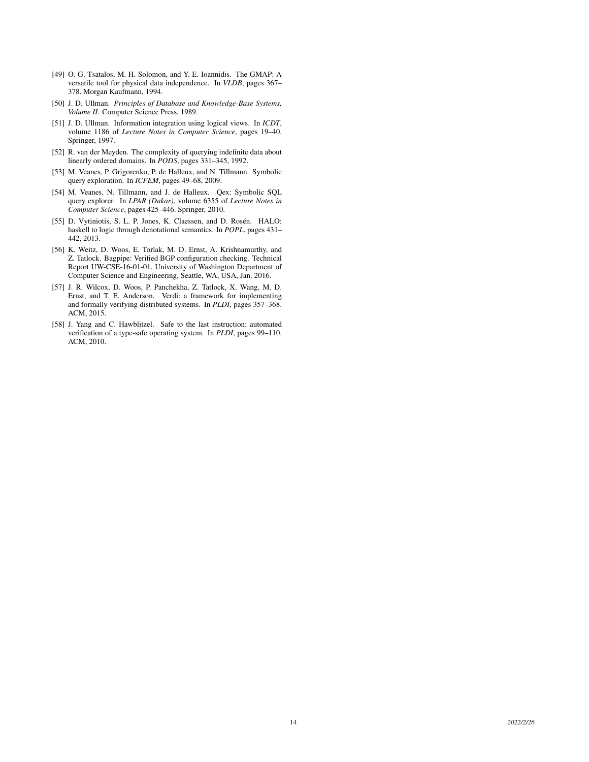[49] O. G. Tsatalos, M. H. Solomon, and Y. E. Ioannidis. The GMAP: A versatile tool for physical data independence. In *VLDB*, pages 367–378. Morgan Kaufmann, 1994.

[50] J. D. Ullman. *Principles of Database and Knowledge-Base Systems, Volume II*. Computer Science Press, 1989.

[51] J. D. Ullman. Information integration using logical views. In *ICDT*, volume 1186 of *Lecture Notes in Computer Science*, pages 19–40. Springer, 1997.

[52] R. van der Meyden. The complexity of querying indefinite data about linearly ordered domains. In *PODS*, pages 331–345, 1992.

[53] M. Veanes, P. Grigorenko, P. de Halleux, and N. Tillmann. Symbolic query exploration. In *ICFEM*, pages 49–68, 2009.

[54] M. Veanes, N. Tillmann, and J. de Halleux. Qex: Symbolic SQL query explorer. In *LPAR (Dakar)*, volume 6355 of *Lecture Notes in Computer Science*, pages 425–446. Springer, 2010.

[55] D. Vytiniotis, S. L. P. Jones, K. Claessen, and D. Rosén. HALO: haskell to logic through denotational semantics. In *POPL*, pages 431–442, 2013.

[56] K. Weitz, D. Woos, E. Torlak, M. D. Ernst, A. Krishnamurthy, and Z. Tatlock. Bagpipe: Verified BGP configuration checking. Technical Report UW-CSE-16-01-01, University of Washington Department of Computer Science and Engineering, Seattle, WA, USA, Jan. 2016.

[57] J. R. Wilcox, D. Woos, P. Panchekha, Z. Tatlock, X. Wang, M. D. Ernst, and T. E. Anderson. Verdi: a framework for implementing and formally verifying distributed systems. In *PLDI*, pages 357–368. ACM, 2015.

[58] J. Yang and C. Hawblitzel. Safe to the last instruction: automated verification of a type-safe operating system. In *PLDI*, pages 99–110. ACM, 2010.